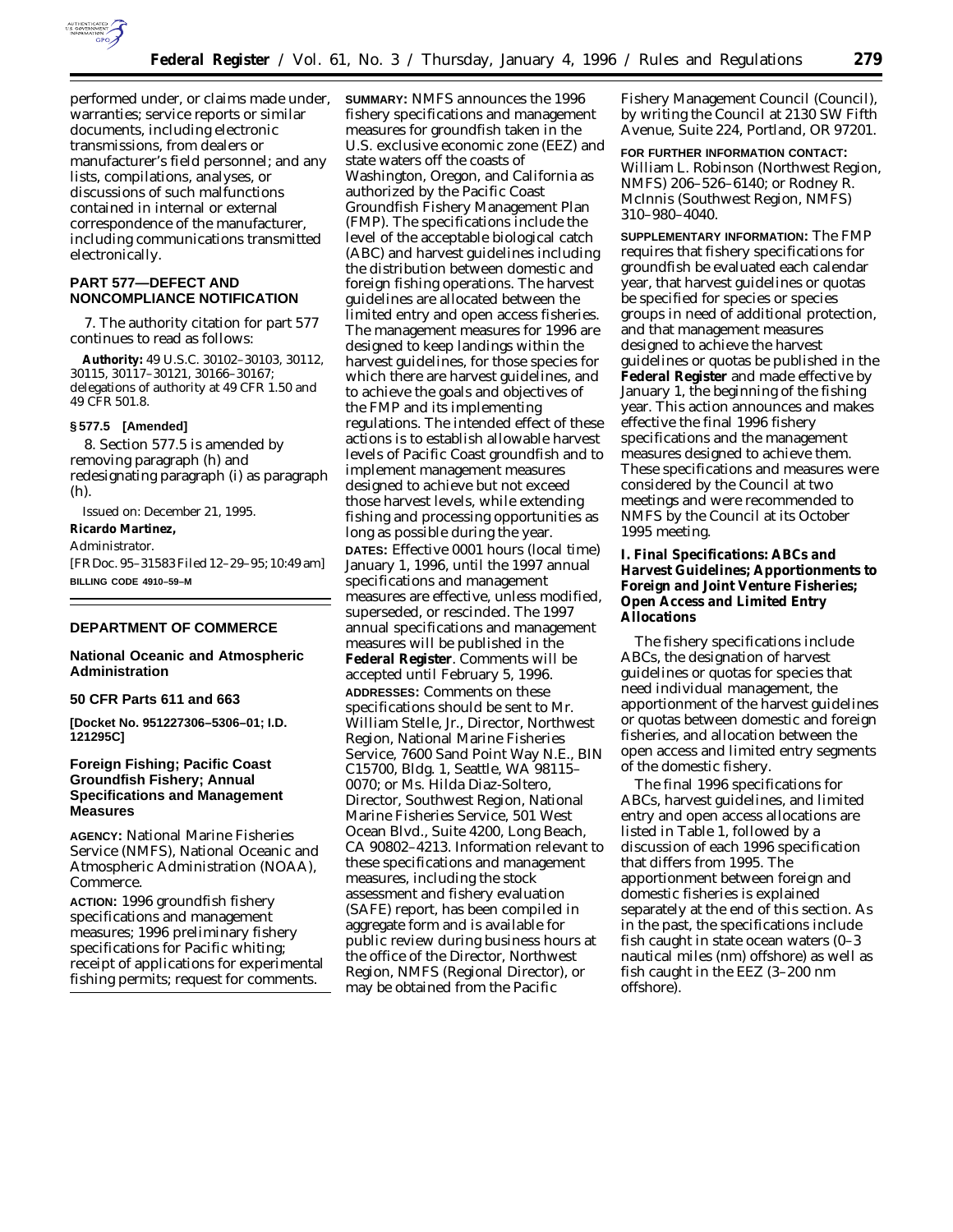performed under, or claims made under, warranties; service reports or similar documents, including electronic transmissions, from dealers or manufacturer's field personnel; and any lists, compilations, analyses, or discussions of such malfunctions contained in internal or external correspondence of the manufacturer, including communications transmitted electronically.

## PART 577—DEFECT AND NONCOMPLIANCE NOTIFICATION

7. The authority citation for part 577 continues to read as follows:

**Authority:** 49 U.S.C. 30102–30103, 30112, 30115, 30117–30121, 30166–30167; delegations of authority at 49 CFR 1.50 and 49 CFR 501.8.

**§ 577.5 [Amended]**

8. Section 577.5 is amended by removing paragraph (h) and redesignating paragraph (i) as paragraph (h).

Issued on: December 21, 1995.

**Ricardo Martinez,**

*Administrator.*

[FR Doc. 95–31583 Filed 12–29–95; 10:49 am]

**BILLING CODE 4910–59–M**

---

## DEPARTMENT OF COMMERCE

### National Oceanic and Atmospheric Administration

### 50 CFR Parts 611 and 663

**[Docket No. 951227306–5306–01; I.D. 121295C]**

### Foreign Fishing; Pacific Coast Groundfish Fishery; Annual Specifications and Management Measures

**AGENCY:** National Marine Fisheries Service (NMFS), National Oceanic and Atmospheric Administration (NOAA), Commerce.

**ACTION:** 1996 groundfish fishery specifications and management measures; 1996 preliminary fishery specifications for Pacific whiting; receipt of applications for experimental fishing permits; request for comments.

**SUMMARY:** NMFS announces the 1996 fishery specifications and management measures for groundfish taken in the U.S. exclusive economic zone (EEZ) and state waters off the coasts of Washington, Oregon, and California as authorized by the Pacific Coast Groundfish Fishery Management Plan (FMP). The specifications include the level of the acceptable biological catch (ABC) and harvest guidelines including the distribution between domestic and foreign fishing operations. The harvest guidelines are allocated between the limited entry and open access fisheries. The management measures for 1996 are designed to keep landings within the harvest guidelines, for those species for which there are harvest guidelines, and to achieve the goals and objectives of the FMP and its implementing regulations. The intended effect of these actions is to establish allowable harvest levels of Pacific Coast groundfish and to implement management measures designed to achieve but not exceed those harvest levels, while extending fishing and processing opportunities as long as possible during the year.

**DATES:** Effective 0001 hours (local time) January 1, 1996, until the 1997 annual specifications and management measures are effective, unless modified, superseded, or rescinded. The 1997 annual specifications and management measures will be published in the **Federal Register**. Comments will be accepted until February 5, 1996.

**ADDRESSES:** Comments on these specifications should be sent to Mr. William Stelle, Jr., Director, Northwest Region, National Marine Fisheries Service, 7600 Sand Point Way N.E., BIN C15700, Bldg. 1, Seattle, WA 98115–0070; or Ms. Hilda Diaz-Soltero, Director, Southwest Region, National Marine Fisheries Service, 501 West Ocean Blvd., Suite 4200, Long Beach, CA 90802–4213. Information relevant to these specifications and management measures, including the stock assessment and fishery evaluation (SAFE) report, has been compiled in aggregate form and is available for public review during business hours at the office of the Director, Northwest Region, NMFS (Regional Director), or may be obtained from the Pacific Fishery Management Council (Council), by writing the Council at 2130 SW Fifth Avenue, Suite 224, Portland, OR 97201.

**FOR FURTHER INFORMATION CONTACT:** William L. Robinson (Northwest Region, NMFS) 206–526–6140; or Rodney R. McInnis (Southwest Region, NMFS) 310–980–4040.

**SUPPLEMENTARY INFORMATION:** The FMP requires that fishery specifications for groundfish be evaluated each calendar year, that harvest guidelines or quotas be specified for species or species groups in need of additional protection, and that management measures designed to achieve the harvest guidelines or quotas be published in the **Federal Register** and made effective by January 1, the beginning of the fishing year. This action announces and makes effective the final 1996 fishery specifications and the management measures designed to achieve them. These specifications and measures were considered by the Council at two meetings and were recommended to NMFS by the Council at its October 1995 meeting.

### I. Final Specifications: ABCs and Harvest Guidelines; Apportionments to Foreign and Joint Venture Fisheries; Open Access and Limited Entry Allocations

The fishery specifications include ABCs, the designation of harvest guidelines or quotas for species that need individual management, the apportionment of the harvest guidelines or quotas between domestic and foreign fisheries, and allocation between the open access and limited entry segments of the domestic fishery.

The final 1996 specifications for ABCs, harvest guidelines, and limited entry and open access allocations are listed in Table 1, followed by a discussion of each 1996 specification that differs from 1995. The apportionment between foreign and domestic fisheries is explained separately at the end of this section. As in the past, the specifications include fish caught in state ocean waters (0–3 nautical miles (nm) offshore) as well as fish caught in the EEZ (3–200 nm offshore).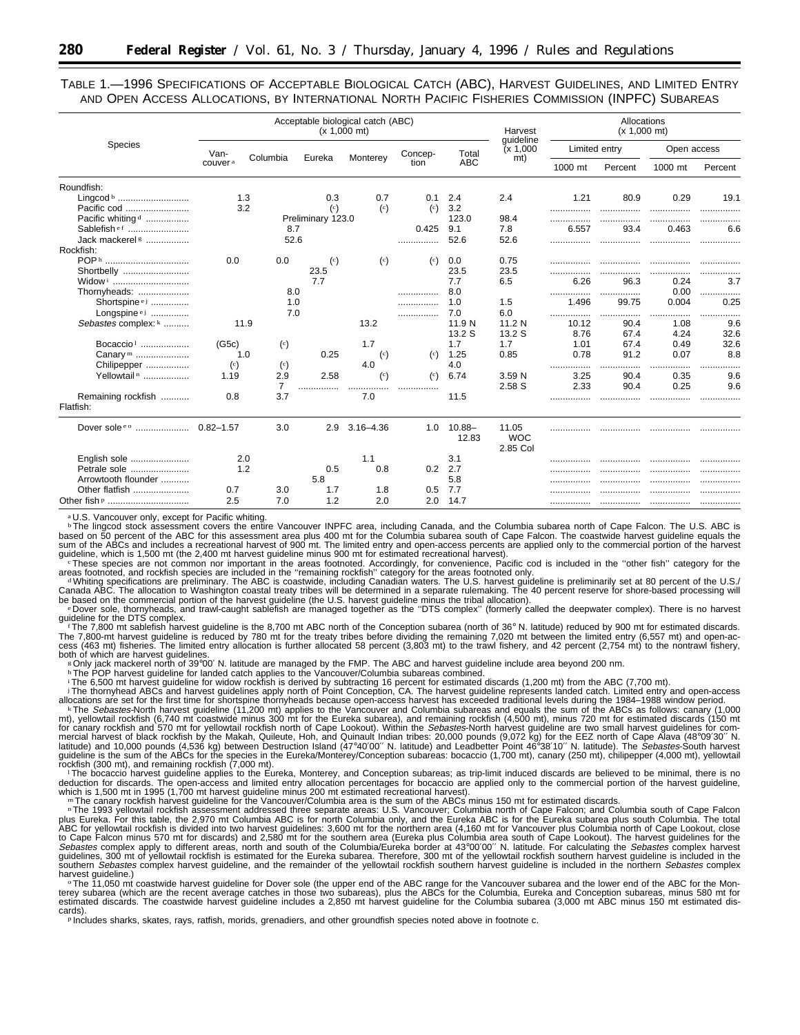TABLE 1.—1996 SPECIFICATIONS OF ACCEPTABLE BIOLOGICAL CATCH (ABC), HARVEST GUIDELINES, AND LIMITED ENTRY AND OPEN ACCESS ALLOCATIONS, BY INTERNATIONAL NORTH PACIFIC FISHERIES COMMISSION (INPFC) SUBAREAS

| Species | Acceptable biological catch (ABC) (x 1,000 mt) | | | | | | Harvest guideline (x 1,000 mt) | Allocations (x 1,000 mt) | | | |
|---|---|---|---|---|---|---|---|---|---|---|---|
| | Van-couver [a] | Columbia | Eureka | Monterey | Concep-tion | Total ABC | | Limited entry | | Open access | |
| | | | | | | | | 1000 mt | Percent | 1000 mt | Percent |
| Roundfish: | | | | | | | | | | | |
| Lingcod [b] | 1.3 | | 0.3 | 0.7 | 0.1 | 2.4 | 2.4 | 1.21 | 80.9 | 0.29 | 19.1 |
| Pacific cod | 3.2 | | ([c]) | ([c]) | ([c]) | 3.2 | | | | | |
| Pacific whiting [d] | Preliminary 123.0 | | | | | 123.0 | 98.4 | | | | |
| Sablefish [e f] | 8.7 | | | | 0.425 | 9.1 | 7.8 | 6.557 | 93.4 | 0.463 | 6.6 |
| Jack mackerel [g] | 52.6 | | | | | 52.6 | 52.6 | | | | |
| Rockfish: | | | | | | | | | | | |
| POP [h] | 0.0 | 0.0 | ([c]) | ([c]) | ([c]) | 0.0 | 0.75 | | | | |
| Shortbelly | 23.5 | | | | | 23.5 | 23.5 | | | | |
| Widow [i] | 7.7 | | | | | 7.7 | 6.5 | 6.26 | 96.3 | 0.24 | 3.7 |
| Thornyheads: | 8.0 | | | | | 8.0 | | | | 0.00 | |
| Shortspine [e j] | 1.0 | | | | | 1.0 | 1.5 | 1.496 | 99.75 | 0.004 | 0.25 |
| Longspine [e j] | 7.0 | | | | | 7.0 | 6.0 | | | | |
| *Sebastes* complex: [k] | 11.9 | | | 13.2 | | 11.9 N | 11.2 N | 10.12 | 90.4 | 1.08 | 9.6 |
| | | | | | | 13.2 S | 13.2 S | 8.76 | 67.4 | 4.24 | 32.6 |
| Bocaccio [l] | (G5c) | ([c]) | | 1.7 | | 1.7 | 1.7 | 1.01 | 67.4 | 0.49 | 32.6 |
| Canary [m] | 1.0 | | 0.25 | ([c]) | ([c]) | 1.25 | 0.85 | 0.78 | 91.2 | 0.07 | 8.8 |
| Chilipepper | ([c]) | ([c]) | | 4.0 | | 4.0 | | | | | |
| Yellowtail [n] | 1.19 | 2.9 | 2.58 | ([c]) | ([c]) | 6.74 | 3.59 N | 3.25 | 90.4 | 0.35 | 9.6 |
| | | 7 | | | | | 2.58 S | 2.33 | 90.4 | 0.25 | 9.6 |
| Remaining rockfish | 0.8 | 3.7 | | 7.0 | | 11.5 | | | | | |
| Flatfish: | | | | | | | | | | | |
| Dover sole [e o] | 0.82–1.57 | 3.0 | 2.9 | 3.16–4.36 | 1.0 | 10.88–12.83 | 11.05 WOC 2.85 Col | | | | |
| English sole | 2.0 | | | 1.1 | | 3.1 | | | | | |
| Petrale sole | 1.2 | | 0.5 | 0.8 | 0.2 | 2.7 | | | | | |
| Arrowtooth flounder | 5.8 | | | | | 5.8 | | | | | |
| Other flatfish | 0.7 | 3.0 | 1.7 | 1.8 | 0.5 | 7.7 | | | | | |
| Other fish [p] | 2.5 | 7.0 | 1.2 | 2.0 | 2.0 | 14.7 | | | | | |

[a] U.S. Vancouver only, except for Pacific whiting.

[b] The lingcod stock assessment covers the entire Vancouver INPFC area, including Canada, and the Columbia subarea north of Cape Falcon. The U.S. ABC is based on 50 percent of the ABC for this assessment area plus 400 mt for the Columbia subarea south of Cape Falcon. The coastwide harvest guideline equals the sum of the ABCs and includes a recreational harvest of 900 mt. The limited entry and open-access percents are applied only to the commercial portion of the harvest guideline, which is 1,500 mt (the 2,400 mt harvest guideline minus 900 mt for estimated recreational harvest).

[c] These species are not common nor important in the areas footnoted. Accordingly, for convenience, Pacific cod is included in the ''other fish'' category for the areas footnoted, and rockfish species are included in the ''remaining rockfish'' category for the areas footnoted only.

[d] Whiting specifications are preliminary. The ABC is coastwide, including Canadian waters. The U.S. harvest guideline is preliminarily set at 80 percent of the U.S./Canada ABC. The allocation to Washington coastal treaty tribes will be determined in a separate rulemaking. The 40 percent reserve for shore-based processing will be based on the commercial portion of the harvest guideline (the U.S. harvest guideline minus the tribal allocation).

[e] Dover sole, thornyheads, and trawl-caught sablefish are managed together as the ''DTS complex'' (formerly called the deepwater complex). There is no harvest guideline for the DTS complex.

[f] The 7,800 mt sablefish harvest guideline is the 8,700 mt ABC north of the Conception subarea (north of 36° N. latitude) reduced by 900 mt for estimated discards. The 7,800-mt harvest guideline is reduced by 780 mt for the treaty tribes before dividing the remaining 7,020 mt between the limited entry (6,557 mt) and open-access (463 mt) fisheries. The limited entry allocation is further allocated 58 percent (3,803 mt) to the trawl fishery, and 42 percent (2,754 mt) to the nontrawl fishery, both of which are harvest guidelines.

[g] Only jack mackerel north of 39°00′ N. latitude are managed by the FMP. The ABC and harvest guideline include area beyond 200 nm.

[h] The POP harvest guideline for landed catch applies to the Vancouver/Columbia subareas combined.

[i] The 6,500 mt harvest guideline for widow rockfish is derived by subtracting 16 percent for estimated discards (1,200 mt) from the ABC (7,700 mt).

[j] The thornyhead ABCs and harvest guidelines apply north of Point Conception, CA. The harvest guideline represents landed catch. Limited entry and open-access allocations are set for the first time for shortspine thornyheads because open-access harvest has exceeded traditional levels during the 1984–1988 window period.

[k] The *Sebastes*-North harvest guideline (11,200 mt) applies to the Vancouver and Columbia subareas and equals the sum of the ABCs as follows: canary (1,000 mt), yellowtail rockfish (6,740 mt coastwide minus 300 mt for the Eureka subarea), and remaining rockfish (4,500 mt), minus 720 mt for estimated discards (150 mt for canary rockfish and 570 mt for yellowtail rockfish north of Cape Lookout). Within the *Sebastes*-North harvest guideline are two small harvest guidelines for commercial harvest of black rockfish by the Makah, Quileute, Hoh, and Quinault Indian tribes: 20,000 pounds (9,072 kg) for the EEZ north of Cape Alava (48°09′30″ N. latitude) and 10,000 pounds (4,536 kg) between Destruction Island (47°40′00″ N. latitude) and Leadbetter Point 46°38′10″ N. latitude). The *Sebastes*-South harvest guideline is the sum of the ABCs for the species in the Eureka/Monterey/Conception subareas: bocaccio (1,700 mt), canary (250 mt), chilipepper (4,000 mt), yellowtail rockfish (300 mt), and remaining rockfish (7,000 mt).

[l] The bocaccio harvest guideline applies to the Eureka, Monterey, and Conception subareas; as trip-limit induced discards are believed to be minimal, there is no deduction for discards. The open-access and limited entry allocation percentages for bocaccio are applied only to the commercial portion of the harvest guideline, which is 1,500 mt in 1995 (1,700 mt harvest guideline minus 200 mt estimated recreational harvest).

[m] The canary rockfish harvest guideline for the Vancouver/Columbia area is the sum of the ABCs minus 150 mt for estimated discards.

[n] The 1993 yellowtail rockfish assessment addressed three separate areas: U.S. Vancouver; Columbia north of Cape Falcon; and Columbia south of Cape Falcon plus Eureka. For this table, the 2,970 mt Columbia ABC is for north Columbia only, and the Eureka ABC is for the Eureka subarea plus south Columbia. The total ABC for yellowtail rockfish is divided into two harvest guidelines: 3,600 mt for the northern area (4,160 mt for Vancouver plus Columbia north of Cape Lookout, close to Cape Falcon minus 570 mt for discards) and 2,580 mt for the southern area (Eureka plus Columbia area south of Cape Lookout). The harvest guidelines for the *Sebastes* complex apply to different areas, north and south of the Columbia/Eureka border at 43°00′00″ N. latitude. For calculating the *Sebastes* complex harvest guidelines, 300 mt of yellowtail rockfish is estimated for the Eureka subarea. Therefore, 300 mt of the yellowtail rockfish southern harvest guideline is included in the southern *Sebastes* complex harvest guideline, and the remainder of the yellowtail rockfish southern harvest guideline is included in the northern *Sebastes* complex harvest guideline.)

[o] The 11,050 mt coastwide harvest guideline for Dover sole (the upper end of the ABC range for the Vancouver subarea and the lower end of the ABC for the Monterey subarea (which are the recent average catches in those two subareas), plus the ABCs for the Columbia, Eureka and Conception subareas, minus 580 mt for estimated discards. The coastwide harvest guideline includes a 2,850 mt harvest guideline for the Columbia subarea (3,000 mt ABC minus 150 mt estimated discards).

[p] Includes sharks, skates, rays, ratfish, morids, grenadiers, and other groundfish species noted above in footnote c.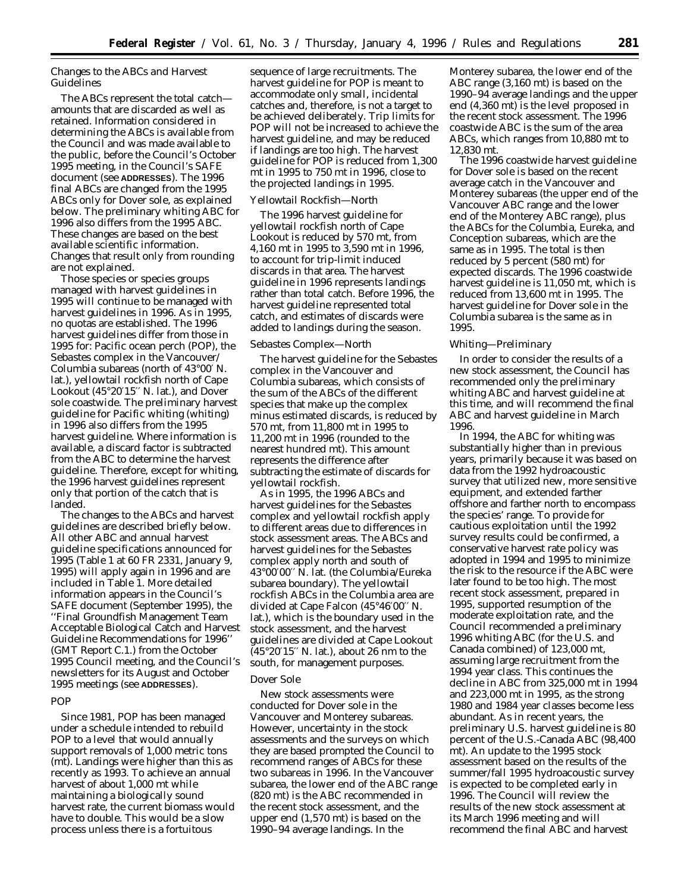### Changes to the ABCs and Harvest Guidelines

The ABCs represent the total catch—amounts that are discarded as well as retained. Information considered in determining the ABCs is available from the Council and was made available to the public, before the Council's October 1995 meeting, in the Council's SAFE document (see **ADDRESSES**). The 1996 final ABCs are changed from the 1995 ABCs only for Dover sole, as explained below. The preliminary whiting ABC for 1996 also differs from the 1995 ABC. These changes are based on the best available scientific information. Changes that result only from rounding are not explained.

Those species or species groups managed with harvest guidelines in 1995 will continue to be managed with harvest guidelines in 1996. As in 1995, no quotas are established. The 1996 harvest guidelines differ from those in 1995 for: Pacific ocean perch (POP), the *Sebastes* complex in the Vancouver/Columbia subareas (north of 43°00′ N. lat.), yellowtail rockfish north of Cape Lookout (45°20′15″ N. lat.), and Dover sole coastwide. The preliminary harvest guideline for Pacific whiting (whiting) in 1996 also differs from the 1995 harvest guideline. Where information is available, a discard factor is subtracted from the ABC to determine the harvest guideline. Therefore, except for whiting, the 1996 harvest guidelines represent only that portion of the catch that is landed.

The changes to the ABCs and harvest guidelines are described briefly below. All other ABC and annual harvest guideline specifications announced for 1995 (Table 1 at 60 FR 2331, January 9, 1995) will apply again in 1996 and are included in Table 1. More detailed information appears in the Council's SAFE document (September 1995), the ''Final Groundfish Management Team Acceptable Biological Catch and Harvest Guideline Recommendations for 1996'' (GMT Report C.1.) from the October 1995 Council meeting, and the Council's newsletters for its August and October 1995 meetings (see **ADDRESSES**).

### POP

Since 1981, POP has been managed under a schedule intended to rebuild POP to a level that would annually support removals of 1,000 metric tons (mt). Landings were higher than this as recently as 1993. To achieve an annual harvest of about 1,000 mt while maintaining a biologically sound harvest rate, the current biomass would have to double. This would be a slow process unless there is a fortuitous sequence of large recruitments. The harvest guideline for POP is meant to accommodate only small, incidental catches and, therefore, is not a target to be achieved deliberately. Trip limits for POP will not be increased to achieve the harvest guideline, and may be reduced if landings are too high. The harvest guideline for POP is reduced from 1,300 mt in 1995 to 750 mt in 1996, close to the projected landings in 1995.

### Yellowtail Rockfish—North

The 1996 harvest guideline for yellowtail rockfish north of Cape Lookout is reduced by 570 mt, from 4,160 mt in 1995 to 3,590 mt in 1996, to account for trip-limit induced discards in that area. The harvest guideline in 1996 represents landings rather than total catch. Before 1996, the harvest guideline represented total catch, and estimates of discards were added to landings during the season.

### *Sebastes* Complex—North

The harvest guideline for the *Sebastes* complex in the Vancouver and Columbia subareas, which consists of the sum of the ABCs of the different species that make up the complex minus estimated discards, is reduced by 570 mt, from 11,800 mt in 1995 to 11,200 mt in 1996 (rounded to the nearest hundred mt). This amount represents the difference after subtracting the estimate of discards for yellowtail rockfish.

As in 1995, the 1996 ABCs and harvest guidelines for the *Sebastes* complex and yellowtail rockfish apply to different areas due to differences in stock assessment areas. The ABCs and harvest guidelines for the *Sebastes* complex apply north and south of 43°00′00″ N. lat. (the Columbia/Eureka subarea boundary). The yellowtail rockfish ABCs in the Columbia area are divided at Cape Falcon (45°46′00″ N. lat.), which is the boundary used in the stock assessment, and the harvest guidelines are divided at Cape Lookout (45°20′15″ N. lat.), about 26 nm to the south, for management purposes.

### Dover Sole

New stock assessments were conducted for Dover sole in the Vancouver and Monterey subareas. However, uncertainty in the stock assessments and the surveys on which they are based prompted the Council to recommend ranges of ABCs for these two subareas in 1996. In the Vancouver subarea, the lower end of the ABC range (820 mt) is the ABC recommended in the recent stock assessment, and the upper end (1,570 mt) is based on the 1990–94 average landings. In the Monterey subarea, the lower end of the ABC range (3,160 mt) is based on the 1990–94 average landings and the upper end (4,360 mt) is the level proposed in the recent stock assessment. The 1996 coastwide ABC is the sum of the area ABCs, which ranges from 10,880 mt to 12,830 mt.

The 1996 coastwide harvest guideline for Dover sole is based on the recent average catch in the Vancouver and Monterey subareas (the upper end of the Vancouver ABC range and the lower end of the Monterey ABC range), plus the ABCs for the Columbia, Eureka, and Conception subareas, which are the same as in 1995. The total is then reduced by 5 percent (580 mt) for expected discards. The 1996 coastwide harvest guideline is 11,050 mt, which is reduced from 13,600 mt in 1995. The harvest guideline for Dover sole in the Columbia subarea is the same as in 1995.

### Whiting—Preliminary

In order to consider the results of a new stock assessment, the Council has recommended only the preliminary whiting ABC and harvest guideline at this time, and will recommend the final ABC and harvest guideline in March 1996.

In 1994, the ABC for whiting was substantially higher than in previous years, primarily because it was based on data from the 1992 hydroacoustic survey that utilized new, more sensitive equipment, and extended farther offshore and farther north to encompass the species' range. To provide for cautious exploitation until the 1992 survey results could be confirmed, a conservative harvest rate policy was adopted in 1994 and 1995 to minimize the risk to the resource if the ABC were later found to be too high. The most recent stock assessment, prepared in 1995, supported resumption of the moderate exploitation rate, and the Council recommended a preliminary 1996 whiting ABC (for the U.S. and Canada combined) of 123,000 mt, assuming large recruitment from the 1994 year class. This continues the decline in ABC from 325,000 mt in 1994 and 223,000 mt in 1995, as the strong 1980 and 1984 year classes become less abundant. As in recent years, the preliminary U.S. harvest guideline is 80 percent of the U.S.-Canada ABC (98,400 mt). An update to the 1995 stock assessment based on the results of the summer/fall 1995 hydroacoustic survey is expected to be completed early in 1996. The Council will review the results of the new stock assessment at its March 1996 meeting and will recommend the final ABC and harvest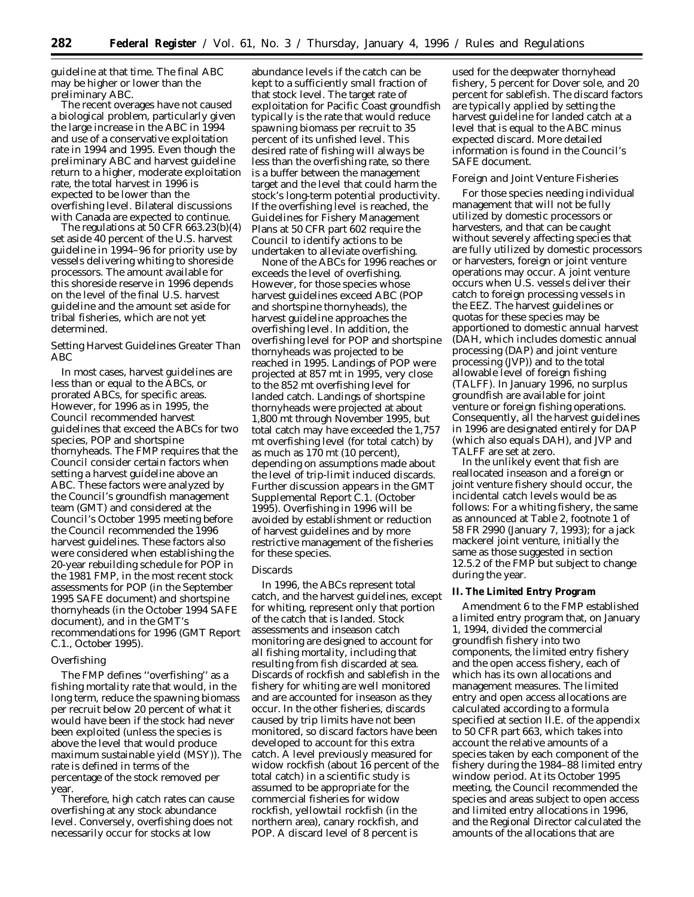guideline at that time. The final ABC may be higher or lower than the preliminary ABC.

The recent overages have not caused a biological problem, particularly given the large increase in the ABC in 1994 and use of a conservative exploitation rate in 1994 and 1995. Even though the preliminary ABC and harvest guideline return to a higher, moderate exploitation rate, the total harvest in 1996 is expected to be lower than the overfishing level. Bilateral discussions with Canada are expected to continue.

The regulations at 50 CFR 663.23(b)(4) set aside 40 percent of the U.S. harvest guideline in 1994–96 for priority use by vessels delivering whiting to shoreside processors. The amount available for this shoreside reserve in 1996 depends on the level of the final U.S. harvest guideline and the amount set aside for tribal fisheries, which are not yet determined.

*Setting Harvest Guidelines Greater Than ABC*

In most cases, harvest guidelines are less than or equal to the ABCs, or prorated ABCs, for specific areas. However, for 1996 as in 1995, the Council recommended harvest guidelines that exceed the ABCs for two species, POP and shortspine thornyheads. The FMP requires that the Council consider certain factors when setting a harvest guideline above an ABC. These factors were analyzed by the Council's groundfish management team (GMT) and considered at the Council's October 1995 meeting before the Council recommended the 1996 harvest guidelines. These factors also were considered when establishing the 20-year rebuilding schedule for POP in the 1981 FMP, in the most recent stock assessments for POP (in the September 1995 SAFE document) and shortspine thornyheads (in the October 1994 SAFE document), and in the GMT's recommendations for 1996 (GMT Report C.1., October 1995).

*Overfishing*

The FMP defines "overfishing" as a fishing mortality rate that would, in the long term, reduce the spawning biomass per recruit below 20 percent of what it would have been if the stock had never been exploited (unless the species is above the level that would produce maximum sustainable yield (MSY)). The rate is defined in terms of the percentage of the stock removed per year.

Therefore, high catch rates can cause overfishing at any stock abundance level. Conversely, overfishing does not necessarily occur for stocks at low abundance levels if the catch can be kept to a sufficiently small fraction of that stock level. The target rate of exploitation for Pacific Coast groundfish typically is the rate that would reduce spawning biomass per recruit to 35 percent of its unfished level. This desired rate of fishing will always be less than the overfishing rate, so there is a buffer between the management target and the level that could harm the stock's long-term potential productivity. If the overfishing level is reached, the Guidelines for Fishery Management Plans at 50 CFR part 602 require the Council to identify actions to be undertaken to alleviate overfishing.

None of the ABCs for 1996 reaches or exceeds the level of overfishing. However, for those species whose harvest guidelines exceed ABC (POP and shortspine thornyheads), the harvest guideline approaches the overfishing level. In addition, the overfishing level for POP and shortspine thornyheads was projected to be reached in 1995. Landings of POP were projected at 857 mt in 1995, very close to the 852 mt overfishing level for landed catch. Landings of shortspine thornyheads were projected at about 1,800 mt through November 1995, but total catch may have exceeded the 1,757 mt overfishing level (for total catch) by as much as 170 mt (10 percent), depending on assumptions made about the level of trip-limit induced discards. Further discussion appears in the GMT Supplemental Report C.1. (October 1995). Overfishing in 1996 will be avoided by establishment or reduction of harvest guidelines and by more restrictive management of the fisheries for these species.

*Discards*

In 1996, the ABCs represent total catch, and the harvest guidelines, except for whiting, represent only that portion of the catch that is landed. Stock assessments and inseason catch monitoring are designed to account for all fishing mortality, including that resulting from fish discarded at sea. Discards of rockfish and sablefish in the fishery for whiting are well monitored and are accounted for inseason as they occur. In the other fisheries, discards caused by trip limits have not been monitored, so discard factors have been developed to account for this extra catch. A level previously measured for widow rockfish (about 16 percent of the total catch) in a scientific study is assumed to be appropriate for the commercial fisheries for widow rockfish, yellowtail rockfish (in the northern area), canary rockfish, and POP. A discard level of 8 percent is used for the deepwater thornyhead fishery, 5 percent for Dover sole, and 20 percent for sablefish. The discard factors are typically applied by setting the harvest guideline for landed catch at a level that is equal to the ABC minus expected discard. More detailed information is found in the Council's SAFE document.

*Foreign and Joint Venture Fisheries*

For those species needing individual management that will not be fully utilized by domestic processors or harvesters, and that can be caught without severely affecting species that are fully utilized by domestic processors or harvesters, foreign or joint venture operations may occur. A joint venture occurs when U.S. vessels deliver their catch to foreign processing vessels in the EEZ. The harvest guidelines or quotas for these species may be apportioned to domestic annual harvest (DAH, which includes domestic annual processing (DAP) and joint venture processing (JVP)) and to the total allowable level of foreign fishing (TALFF). In January 1996, no surplus groundfish are available for joint venture or foreign fishing operations. Consequently, all the harvest guidelines in 1996 are designated entirely for DAP (which also equals DAH), and JVP and TALFF are set at zero.

In the unlikely event that fish are reallocated inseason and a foreign or joint venture fishery should occur, the incidental catch levels would be as follows: For a whiting fishery, the same as announced at Table 2, footnote 1 of 58 FR 2990 (January 7, 1993); for a jack mackerel joint venture, initially the same as those suggested in section 12.5.2 of the FMP but subject to change during the year.

**II. The Limited Entry Program**

Amendment 6 to the FMP established a limited entry program that, on January 1, 1994, divided the commercial groundfish fishery into two components, the limited entry fishery and the open access fishery, each of which has its own allocations and management measures. The limited entry and open access allocations are calculated according to a formula specified at section II.E. of the appendix to 50 CFR part 663, which takes into account the relative amounts of a species taken by each component of the fishery during the 1984–88 limited entry window period. At its October 1995 meeting, the Council recommended the species and areas subject to open access and limited entry allocations in 1996, and the Regional Director calculated the amounts of the allocations that are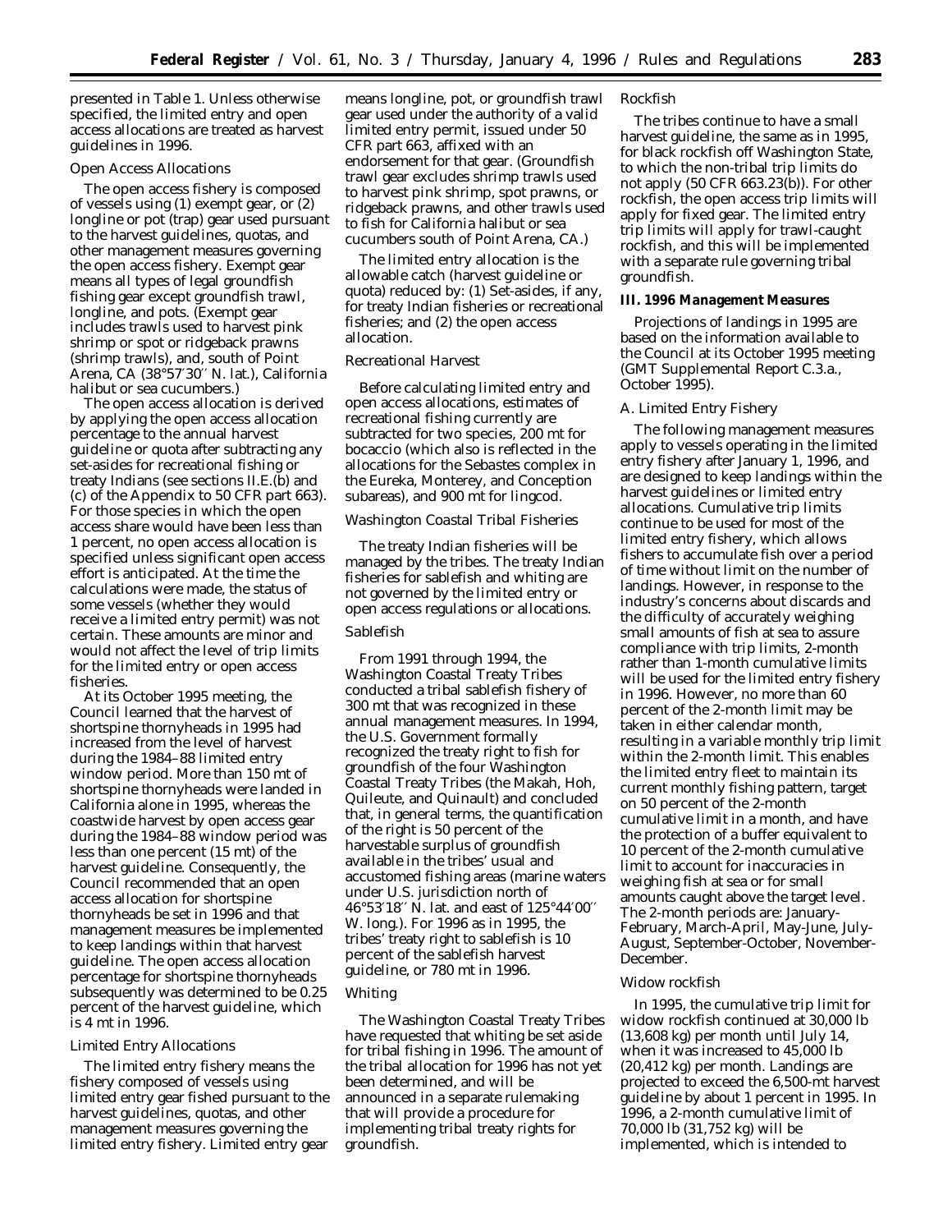presented in Table 1. Unless otherwise specified, the limited entry and open access allocations are treated as harvest guidelines in 1996.

*Open Access Allocations*

The open access fishery is composed of vessels using (1) exempt gear, or (2) longline or pot (trap) gear used pursuant to the harvest guidelines, quotas, and other management measures governing the open access fishery. Exempt gear means all types of legal groundfish fishing gear except groundfish trawl, longline, and pots. (Exempt gear includes trawls used to harvest pink shrimp or spot or ridgeback prawns (shrimp trawls), and, south of Point Arena, CA (38°57′30″ N. lat.), California halibut or sea cucumbers.)

The open access allocation is derived by applying the open access allocation percentage to the annual harvest guideline or quota after subtracting any set-asides for recreational fishing or treaty Indians (see sections II.E.(b) and (c) of the Appendix to 50 CFR part 663). For those species in which the open access share would have been less than 1 percent, no open access allocation is specified unless significant open access effort is anticipated. At the time the calculations were made, the status of some vessels (whether they would receive a limited entry permit) was not certain. These amounts are minor and would not affect the level of trip limits for the limited entry or open access fisheries.

At its October 1995 meeting, the Council learned that the harvest of shortspine thornyheads in 1995 had increased from the level of harvest during the 1984–88 limited entry window period. More than 150 mt of shortspine thornyheads were landed in California alone in 1995, whereas the coastwide harvest by open access gear during the 1984–88 window period was less than one percent (15 mt) of the harvest guideline. Consequently, the Council recommended that an open access allocation for shortspine thornyheads be set in 1996 and that management measures be implemented to keep landings within that harvest guideline. The open access allocation percentage for shortspine thornyheads subsequently was determined to be 0.25 percent of the harvest guideline, which is 4 mt in 1996.

*Limited Entry Allocations*

The limited entry fishery means the fishery composed of vessels using limited entry gear fished pursuant to the harvest guidelines, quotas, and other management measures governing the limited entry fishery. Limited entry gear means longline, pot, or groundfish trawl gear used under the authority of a valid limited entry permit, issued under 50 CFR part 663, affixed with an endorsement for that gear. (Groundfish trawl gear excludes shrimp trawls used to harvest pink shrimp, spot prawns, or ridgeback prawns, and other trawls used to fish for California halibut or sea cucumbers south of Point Arena, CA.)

The limited entry allocation is the allowable catch (harvest guideline or quota) reduced by: (1) Set-asides, if any, for treaty Indian fisheries or recreational fisheries; and (2) the open access allocation.

*Recreational Harvest*

Before calculating limited entry and open access allocations, estimates of recreational fishing currently are subtracted for two species, 200 mt for bocaccio (which also is reflected in the allocations for the Sebastes complex in the Eureka, Monterey, and Conception subareas), and 900 mt for lingcod.

*Washington Coastal Tribal Fisheries*

The treaty Indian fisheries will be managed by the tribes. The treaty Indian fisheries for sablefish and whiting are not governed by the limited entry or open access regulations or allocations.

*Sablefish*

From 1991 through 1994, the Washington Coastal Treaty Tribes conducted a tribal sablefish fishery of 300 mt that was recognized in these annual management measures. In 1994, the U.S. Government formally recognized the treaty right to fish for groundfish of the four Washington Coastal Treaty Tribes (the Makah, Hoh, Quileute, and Quinault) and concluded that, in general terms, the quantification of the right is 50 percent of the harvestable surplus of groundfish available in the tribes' usual and accustomed fishing areas (marine waters under U.S. jurisdiction north of 46°53′18″ N. lat. and east of 125°44′00″ W. long.). For 1996 as in 1995, the tribes' treaty right to sablefish is 10 percent of the sablefish harvest guideline, or 780 mt in 1996.

*Whiting*

The Washington Coastal Treaty Tribes have requested that whiting be set aside for tribal fishing in 1996. The amount of the tribal allocation for 1996 has not yet been determined, and will be announced in a separate rulemaking that will provide a procedure for implementing tribal treaty rights for groundfish.

*Rockfish*

The tribes continue to have a small harvest guideline, the same as in 1995, for black rockfish off Washington State, to which the non-tribal trip limits do not apply (50 CFR 663.23(b)). For other rockfish, the open access trip limits will apply for fixed gear. The limited entry trip limits will apply for trawl-caught rockfish, and this will be implemented with a separate rule governing tribal groundfish.

**III. 1996 Management Measures**

Projections of landings in 1995 are based on the information available to the Council at its October 1995 meeting (GMT Supplemental Report C.3.a., October 1995).

*A. Limited Entry Fishery*

The following management measures apply to vessels operating in the limited entry fishery after January 1, 1996, and are designed to keep landings within the harvest guidelines or limited entry allocations. Cumulative trip limits continue to be used for most of the limited entry fishery, which allows fishers to accumulate fish over a period of time without limit on the number of landings. However, in response to the industry's concerns about discards and the difficulty of accurately weighing small amounts of fish at sea to assure compliance with trip limits, 2-month rather than 1-month cumulative limits will be used for the limited entry fishery in 1996. However, no more than 60 percent of the 2-month limit may be taken in either calendar month, resulting in a variable monthly trip limit within the 2-month limit. This enables the limited entry fleet to maintain its current monthly fishing pattern, target on 50 percent of the 2-month cumulative limit in a month, and have the protection of a buffer equivalent to 10 percent of the 2-month cumulative limit to account for inaccuracies in weighing fish at sea or for small amounts caught above the target level. The 2-month periods are: January-February, March-April, May-June, July-August, September-October, November-December.

*Widow rockfish*

In 1995, the cumulative trip limit for widow rockfish continued at 30,000 lb (13,608 kg) per month until July 14, when it was increased to 45,000 lb (20,412 kg) per month. Landings are projected to exceed the 6,500-mt harvest guideline by about 1 percent in 1995. In 1996, a 2-month cumulative limit of 70,000 lb (31,752 kg) will be implemented, which is intended to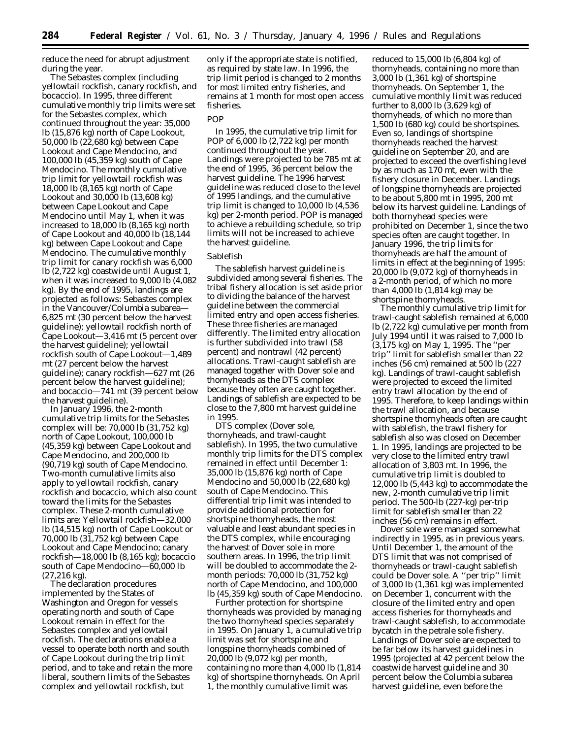reduce the need for abrupt adjustment during the year.

The *Sebastes* complex (including yellowtail rockfish, canary rockfish, and bocaccio). In 1995, three different cumulative monthly trip limits were set for the *Sebastes* complex, which continued throughout the year: 35,000 lb (15,876 kg) north of Cape Lookout, 50,000 lb (22,680 kg) between Cape Lookout and Cape Mendocino, and 100,000 lb (45,359 kg) south of Cape Mendocino. The monthly cumulative trip limit for yellowtail rockfish was 18,000 lb (8,165 kg) north of Cape Lookout and 30,000 lb (13,608 kg) between Cape Lookout and Cape Mendocino until May 1, when it was increased to 18,000 lb (8,165 kg) north of Cape Lookout and 40,000 lb (18,144 kg) between Cape Lookout and Cape Mendocino. The cumulative monthly trip limit for canary rockfish was 6,000 lb (2,722 kg) coastwide until August 1, when it was increased to 9,000 lb (4,082 kg). By the end of 1995, landings are projected as follows: *Sebastes* complex in the Vancouver/Columbia subarea—6,825 mt (30 percent below the harvest guideline); yellowtail rockfish north of Cape Lookout—3,416 mt (5 percent over the harvest guideline); yellowtail rockfish south of Cape Lookout—1,489 mt (27 percent below the harvest guideline); canary rockfish—627 mt (26 percent below the harvest guideline); and bocaccio—741 mt (39 percent below the harvest guideline).

In January 1996, the 2-month cumulative trip limits for the *Sebastes* complex will be: 70,000 lb (31,752 kg) north of Cape Lookout, 100,000 lb (45,359 kg) between Cape Lookout and Cape Mendocino, and 200,000 lb (90,719 kg) south of Cape Mendocino. Two-month cumulative limits also apply to yellowtail rockfish, canary rockfish and bocaccio, which also count toward the limits for the *Sebastes* complex. These 2-month cumulative limits are: Yellowtail rockfish—32,000 lb (14,515 kg) north of Cape Lookout or 70,000 lb (31,752 kg) between Cape Lookout and Cape Mendocino; canary rockfish—18,000 lb (8,165 kg); bocaccio south of Cape Mendocino—60,000 lb (27,216 kg).

The declaration procedures implemented by the States of Washington and Oregon for vessels operating north and south of Cape Lookout remain in effect for the *Sebastes* complex and yellowtail rockfish. The declarations enable a vessel to operate both north and south of Cape Lookout during the trip limit period, and to take and retain the more liberal, southern limits of the *Sebastes* complex and yellowtail rockfish, but only if the appropriate state is notified, as required by state law. In 1996, the trip limit period is changed to 2 months for most limited entry fisheries, and remains at 1 month for most open access fisheries.

*POP*

In 1995, the cumulative trip limit for POP of 6,000 lb (2,722 kg) per month continued throughout the year. Landings were projected to be 785 mt at the end of 1995, 36 percent below the harvest guideline. The 1996 harvest guideline was reduced close to the level of 1995 landings, and the cumulative trip limit is changed to 10,000 lb (4,536 kg) per 2-month period. POP is managed to achieve a rebuilding schedule, so trip limits will not be increased to achieve the harvest guideline.

*Sablefish*

The sablefish harvest guideline is subdivided among several fisheries. The tribal fishery allocation is set aside prior to dividing the balance of the harvest guideline between the commercial limited entry and open access fisheries. These three fisheries are managed differently. The limited entry allocation is further subdivided into trawl (58 percent) and nontrawl (42 percent) allocations. Trawl-caught sablefish are managed together with Dover sole and thornyheads as the DTS complex because they often are caught together. Landings of sablefish are expected to be close to the 7,800 mt harvest guideline in 1995.

DTS complex (Dover sole, thornyheads, and trawl-caught sablefish). In 1995, the two cumulative monthly trip limits for the DTS complex remained in effect until December 1: 35,000 lb (15,876 kg) north of Cape Mendocino and 50,000 lb (22,680 kg) south of Cape Mendocino. This differential trip limit was intended to provide additional protection for shortspine thornyheads, the most valuable and least abundant species in the DTS complex, while encouraging the harvest of Dover sole in more southern areas. In 1996, the trip limit will be doubled to accommodate the 2-month periods: 70,000 lb (31,752 kg) north of Cape Mendocino, and 100,000 lb (45,359 kg) south of Cape Mendocino.

Further protection for shortspine thornyheads was provided by managing the two thornyhead species separately in 1995. On January 1, a cumulative trip limit was set for shortspine and longspine thornyheads combined of 20,000 lb (9,072 kg) per month, containing no more than 4,000 lb (1,814 kg) of shortspine thornyheads. On April 1, the monthly cumulative limit was reduced to 15,000 lb (6,804 kg) of thornyheads, containing no more than 3,000 lb (1,361 kg) of shortspine thornyheads. On September 1, the cumulative monthly limit was reduced further to 8,000 lb (3,629 kg) of thornyheads, of which no more than 1,500 lb (680 kg) could be shortspines. Even so, landings of shortspine thornyheads reached the harvest guideline on September 20, and are projected to exceed the overfishing level by as much as 170 mt, even with the fishery closure in December. Landings of longspine thornyheads are projected to be about 5,800 mt in 1995, 200 mt below its harvest guideline. Landings of both thornyhead species were prohibited on December 1, since the two species often are caught together. In January 1996, the trip limits for thornyheads are half the amount of limits in effect at the beginning of 1995: 20,000 lb (9,072 kg) of thornyheads in a 2-month period, of which no more than 4,000 lb (1,814 kg) may be shortspine thornyheads.

The monthly cumulative trip limit for trawl-caught sablefish remained at 6,000 lb (2,722 kg) cumulative per month from July 1994 until it was raised to 7,000 lb (3,175 kg) on May 1, 1995. The ''per trip'' limit for sablefish smaller than 22 inches (56 cm) remained at 500 lb (227 kg). Landings of trawl-caught sablefish were projected to exceed the limited entry trawl allocation by the end of 1995. Therefore, to keep landings within the trawl allocation, and because shortspine thornyheads often are caught with sablefish, the trawl fishery for sablefish also was closed on December 1. In 1995, landings are projected to be very close to the limited entry trawl allocation of 3,803 mt. In 1996, the cumulative trip limit is doubled to 12,000 lb (5,443 kg) to accommodate the new, 2-month cumulative trip limit period. The 500-lb (227-kg) per-trip limit for sablefish smaller than 22 inches (56 cm) remains in effect.

Dover sole were managed somewhat indirectly in 1995, as in previous years. Until December 1, the amount of the DTS limit that was not comprised of thornyheads or trawl-caught sablefish could be Dover sole. A ''per trip'' limit of 3,000 lb (1,361 kg) was implemented on December 1, concurrent with the closure of the limited entry and open access fisheries for thornyheads and trawl-caught sablefish, to accommodate bycatch in the petrale sole fishery. Landings of Dover sole are expected to be far below its harvest guidelines in 1995 (projected at 42 percent below the coastwide harvest guideline and 30 percent below the Columbia subarea harvest guideline, even before the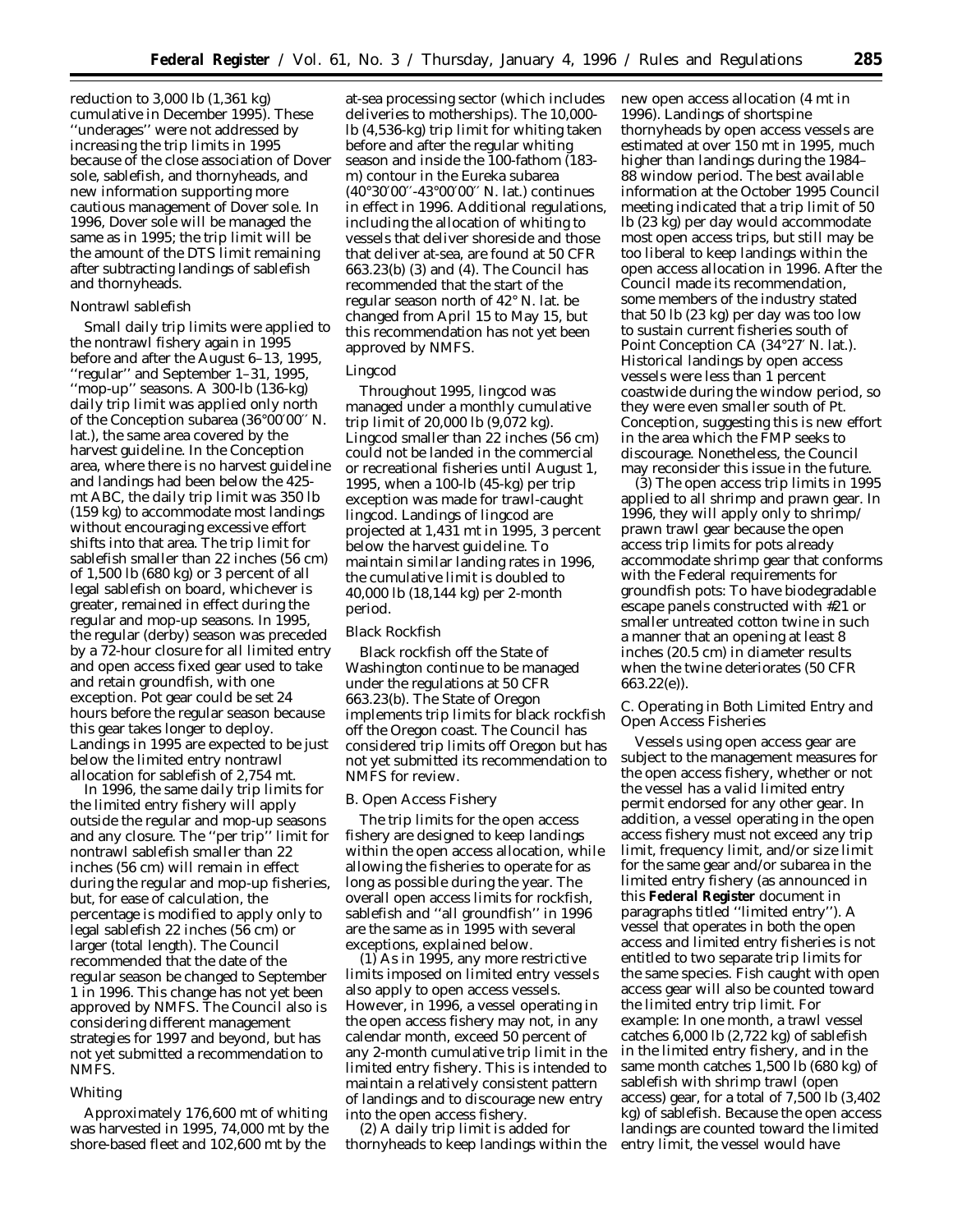reduction to 3,000 lb (1,361 kg) cumulative in December 1995). These ''underages'' were not addressed by increasing the trip limits in 1995 because of the close association of Dover sole, sablefish, and thornyheads, and new information supporting more cautious management of Dover sole. In 1996, Dover sole will be managed the same as in 1995; the trip limit will be the amount of the DTS limit remaining after subtracting landings of sablefish and thornyheads.

*Nontrawl sablefish*

Small daily trip limits were applied to the nontrawl fishery again in 1995 before and after the August 6–13, 1995, ''regular'' and September 1–31, 1995, ''mop-up'' seasons. A 300-lb (136-kg) daily trip limit was applied only north of the Conception subarea (36°00′00′′ N. lat.), the same area covered by the harvest guideline. In the Conception area, where there is no harvest guideline and landings had been below the 425-mt ABC, the daily trip limit was 350 lb (159 kg) to accommodate most landings without encouraging excessive effort shifts into that area. The trip limit for sablefish smaller than 22 inches (56 cm) of 1,500 lb (680 kg) or 3 percent of all legal sablefish on board, whichever is greater, remained in effect during the regular and mop-up seasons. In 1995, the regular (derby) season was preceded by a 72-hour closure for all limited entry and open access fixed gear used to take and retain groundfish, with one exception. Pot gear could be set 24 hours before the regular season because this gear takes longer to deploy. Landings in 1995 are expected to be just below the limited entry nontrawl allocation for sablefish of 2,754 mt.

In 1996, the same daily trip limits for the limited entry fishery will apply outside the regular and mop-up seasons and any closure. The ''per trip'' limit for nontrawl sablefish smaller than 22 inches (56 cm) will remain in effect during the regular and mop-up fisheries, but, for ease of calculation, the percentage is modified to apply only to legal sablefish 22 inches (56 cm) or larger (total length). The Council recommended that the date of the regular season be changed to September 1 in 1996. This change has not yet been approved by NMFS. The Council also is considering different management strategies for 1997 and beyond, but has not yet submitted a recommendation to NMFS.

*Whiting*

Approximately 176,600 mt of whiting was harvested in 1995, 74,000 mt by the shore-based fleet and 102,600 mt by the at-sea processing sector (which includes deliveries to motherships). The 10,000-lb (4,536-kg) trip limit for whiting taken before and after the regular whiting season and inside the 100-fathom (183-m) contour in the Eureka subarea (40°30′00′′-43°00′00′′ N. lat.) continues in effect in 1996. Additional regulations, including the allocation of whiting to vessels that deliver shoreside and those that deliver at-sea, are found at 50 CFR 663.23(b) (3) and (4). The Council has recommended that the start of the regular season north of 42° N. lat. be changed from April 15 to May 15, but this recommendation has not yet been approved by NMFS.

*Lingcod*

Throughout 1995, lingcod was managed under a monthly cumulative trip limit of 20,000 lb (9,072 kg). Lingcod smaller than 22 inches (56 cm) could not be landed in the commercial or recreational fisheries until August 1, 1995, when a 100-lb (45-kg) per trip exception was made for trawl-caught lingcod. Landings of lingcod are projected at 1,431 mt in 1995, 3 percent below the harvest guideline. To maintain similar landing rates in 1996, the cumulative limit is doubled to 40,000 lb (18,144 kg) per 2-month period.

*Black Rockfish*

Black rockfish off the State of Washington continue to be managed under the regulations at 50 CFR 663.23(b). The State of Oregon implements trip limits for black rockfish off the Oregon coast. The Council has considered trip limits off Oregon but has not yet submitted its recommendation to NMFS for review.

*B. Open Access Fishery*

The trip limits for the open access fishery are designed to keep landings within the open access allocation, while allowing the fisheries to operate for as long as possible during the year. The overall open access limits for rockfish, sablefish and ''all groundfish'' in 1996 are the same as in 1995 with several exceptions, explained below.

(1) As in 1995, any more restrictive limits imposed on limited entry vessels also apply to open access vessels. However, in 1996, a vessel operating in the open access fishery may not, in any calendar month, exceed 50 percent of any 2-month cumulative trip limit in the limited entry fishery. This is intended to maintain a relatively consistent pattern of landings and to discourage new entry into the open access fishery.

(2) A daily trip limit is added for thornyheads to keep landings within the new open access allocation (4 mt in 1996). Landings of shortspine thornyheads by open access vessels are estimated at over 150 mt in 1995, much higher than landings during the 1984–88 window period. The best available information at the October 1995 Council meeting indicated that a trip limit of 50 lb (23 kg) per day would accommodate most open access trips, but still may be too liberal to keep landings within the open access allocation in 1996. After the Council made its recommendation, some members of the industry stated that 50 lb (23 kg) per day was too low to sustain current fisheries south of Point Conception CA (34°27′ N. lat.). Historical landings by open access vessels were less than 1 percent coastwide during the window period, so they were even smaller south of Pt. Conception, suggesting this is new effort in the area which the FMP seeks to discourage. Nonetheless, the Council may reconsider this issue in the future.

(3) The open access trip limits in 1995 applied to all shrimp and prawn gear. In 1996, they will apply only to shrimp/prawn trawl gear because the open access trip limits for pots already accommodate shrimp gear that conforms with the Federal requirements for groundfish pots: To have biodegradable escape panels constructed with #21 or smaller untreated cotton twine in such a manner that an opening at least 8 inches (20.5 cm) in diameter results when the twine deteriorates (50 CFR 663.22(e)).

*C. Operating in Both Limited Entry and Open Access Fisheries*

Vessels using open access gear are subject to the management measures for the open access fishery, whether or not the vessel has a valid limited entry permit endorsed for any other gear. In addition, a vessel operating in the open access fishery must not exceed any trip limit, frequency limit, and/or size limit for the same gear and/or subarea in the limited entry fishery (as announced in this **Federal Register** document in paragraphs titled ''limited entry''). A vessel that operates in both the open access and limited entry fisheries is not entitled to two separate trip limits for the same species. Fish caught with open access gear will also be counted toward the limited entry trip limit. For example: In one month, a trawl vessel catches 6,000 lb (2,722 kg) of sablefish in the limited entry fishery, and in the same month catches 1,500 lb (680 kg) of sablefish with shrimp trawl (open access) gear, for a total of 7,500 lb (3,402 kg) of sablefish. Because the open access landings are counted toward the limited entry limit, the vessel would have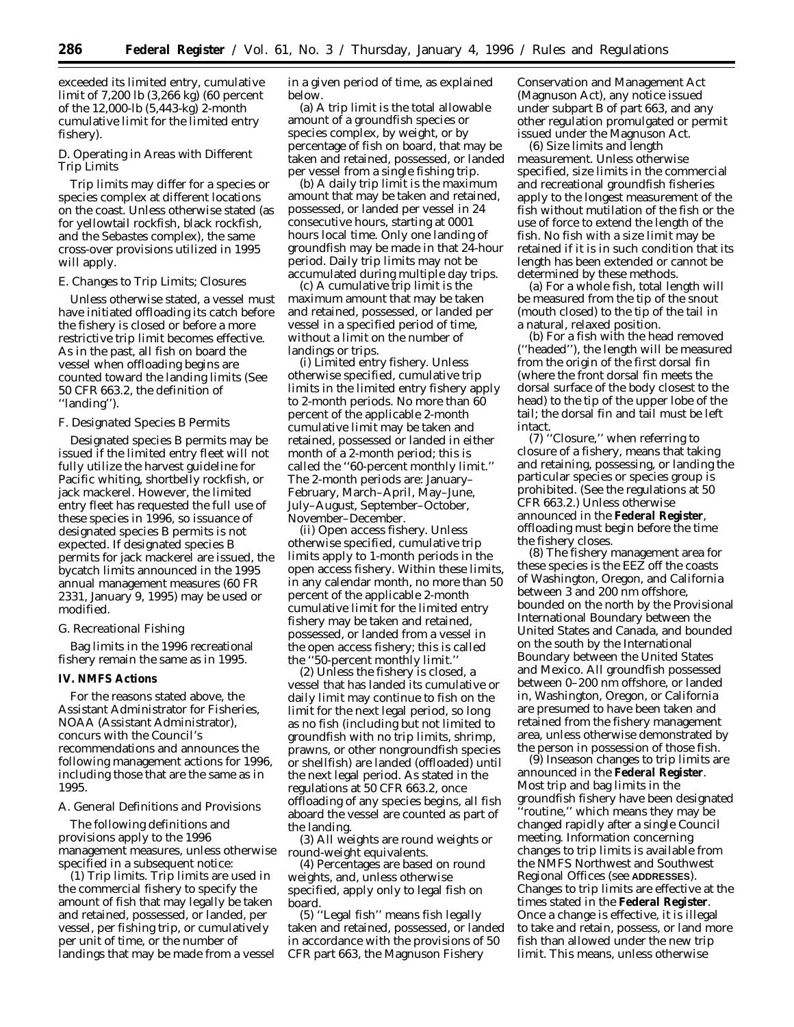exceeded its limited entry, cumulative limit of 7,200 lb (3,266 kg) (60 percent of the 12,000-lb (5,443-kg) 2-month cumulative limit for the limited entry fishery).

*D. Operating in Areas with Different Trip Limits*

Trip limits may differ for a species or species complex at different locations on the coast. Unless otherwise stated (as for yellowtail rockfish, black rockfish, and the Sebastes complex), the same cross-over provisions utilized in 1995 will apply.

*E. Changes to Trip Limits; Closures*

Unless otherwise stated, a vessel must have initiated offloading its catch before the fishery is closed or before a more restrictive trip limit becomes effective. As in the past, all fish on board the vessel when offloading begins are counted toward the landing limits (See 50 CFR 663.2, the definition of ''landing'').

*F. Designated Species B Permits*

Designated species B permits may be issued if the limited entry fleet will not fully utilize the harvest guideline for Pacific whiting, shortbelly rockfish, or jack mackerel. However, the limited entry fleet has requested the full use of these species in 1996, so issuance of designated species B permits is not expected. If designated species B permits for jack mackerel are issued, the bycatch limits announced in the 1995 annual management measures (60 FR 2331, January 9, 1995) may be used or modified.

*G. Recreational Fishing*

Bag limits in the 1996 recreational fishery remain the same as in 1995.

**IV. NMFS Actions**

For the reasons stated above, the Assistant Administrator for Fisheries, NOAA (Assistant Administrator), concurs with the Council's recommendations and announces the following management actions for 1996, including those that are the same as in 1995.

*A. General Definitions and Provisions*

The following definitions and provisions apply to the 1996 management measures, unless otherwise specified in a subsequent notice:

(1) *Trip limits.* Trip limits are used in the commercial fishery to specify the amount of fish that may legally be taken and retained, possessed, or landed, per vessel, per fishing trip, or cumulatively per unit of time, or the number of landings that may be made from a vessel in a given period of time, as explained below.

(a) A trip limit is the total allowable amount of a groundfish species or species complex, by weight, or by percentage of fish on board, that may be taken and retained, possessed, or landed per vessel from a single fishing trip.

(b) A daily trip limit is the maximum amount that may be taken and retained, possessed, or landed per vessel in 24 consecutive hours, starting at 0001 hours local time. Only one landing of groundfish may be made in that 24-hour period. Daily trip limits may not be accumulated during multiple day trips.

(c) A cumulative trip limit is the maximum amount that may be taken and retained, possessed, or landed per vessel in a specified period of time, without a limit on the number of landings or trips.

(i) *Limited entry fishery.* Unless otherwise specified, cumulative trip limits in the limited entry fishery apply to 2-month periods. No more than 60 percent of the applicable 2-month cumulative limit may be taken and retained, possessed or landed in either month of a 2-month period; this is called the ''60-percent monthly limit.'' The 2-month periods are: January–February, March–April, May–June, July–August, September–October, November–December.

(ii) *Open access fishery.* Unless otherwise specified, cumulative trip limits apply to 1-month periods in the open access fishery. Within these limits, in any calendar month, no more than 50 percent of the applicable 2-month cumulative limit for the limited entry fishery may be taken and retained, possessed, or landed from a vessel in the open access fishery; this is called the ''50-percent monthly limit.''

(2) Unless the fishery is closed, a vessel that has landed its cumulative or daily limit may continue to fish on the limit for the next legal period, so long as no fish (including but not limited to groundfish with no trip limits, shrimp, prawns, or other nongroundfish species or shellfish) are landed (offloaded) until the next legal period. As stated in the regulations at 50 CFR 663.2, once offloading of any species begins, all fish aboard the vessel are counted as part of the landing.

(3) All weights are round weights or round-weight equivalents.

(4) Percentages are based on round weights, and, unless otherwise specified, apply only to legal fish on board.

(5) ''Legal fish'' means fish legally taken and retained, possessed, or landed in accordance with the provisions of 50 CFR part 663, the Magnuson Fishery Conservation and Management Act (Magnuson Act), any notice issued under subpart B of part 663, and any other regulation promulgated or permit issued under the Magnuson Act.

(6) *Size limits and length measurement.* Unless otherwise specified, size limits in the commercial and recreational groundfish fisheries apply to the longest measurement of the fish without mutilation of the fish or the use of force to extend the length of the fish. No fish with a size limit may be retained if it is in such condition that its length has been extended or cannot be determined by these methods.

(a) For a whole fish, total length will be measured from the tip of the snout (mouth closed) to the tip of the tail in a natural, relaxed position.

(b) For a fish with the head removed (''headed''), the length will be measured from the origin of the first dorsal fin (where the front dorsal fin meets the dorsal surface of the body closest to the head) to the tip of the upper lobe of the tail; the dorsal fin and tail must be left intact.

(7) ''Closure,'' when referring to closure of a fishery, means that taking and retaining, possessing, or landing the particular species or species group is prohibited. (See the regulations at 50 CFR 663.2.) Unless otherwise announced in the **Federal Register**, offloading must begin before the time the fishery closes.

(8) The fishery management area for these species is the EEZ off the coasts of Washington, Oregon, and California between 3 and 200 nm offshore, bounded on the north by the Provisional International Boundary between the United States and Canada, and bounded on the south by the International Boundary between the United States and Mexico. All groundfish possessed between 0–200 nm offshore, or landed in, Washington, Oregon, or California are presumed to have been taken and retained from the fishery management area, unless otherwise demonstrated by the person in possession of those fish.

(9) Inseason changes to trip limits are announced in the **Federal Register**. Most trip and bag limits in the groundfish fishery have been designated ''routine,'' which means they may be changed rapidly after a single Council meeting. Information concerning changes to trip limits is available from the NMFS Northwest and Southwest Regional Offices (see ADDRESSES). Changes to trip limits are effective at the times stated in the **Federal Register**. Once a change is effective, it is illegal to take and retain, possess, or land more fish than allowed under the new trip limit. This means, unless otherwise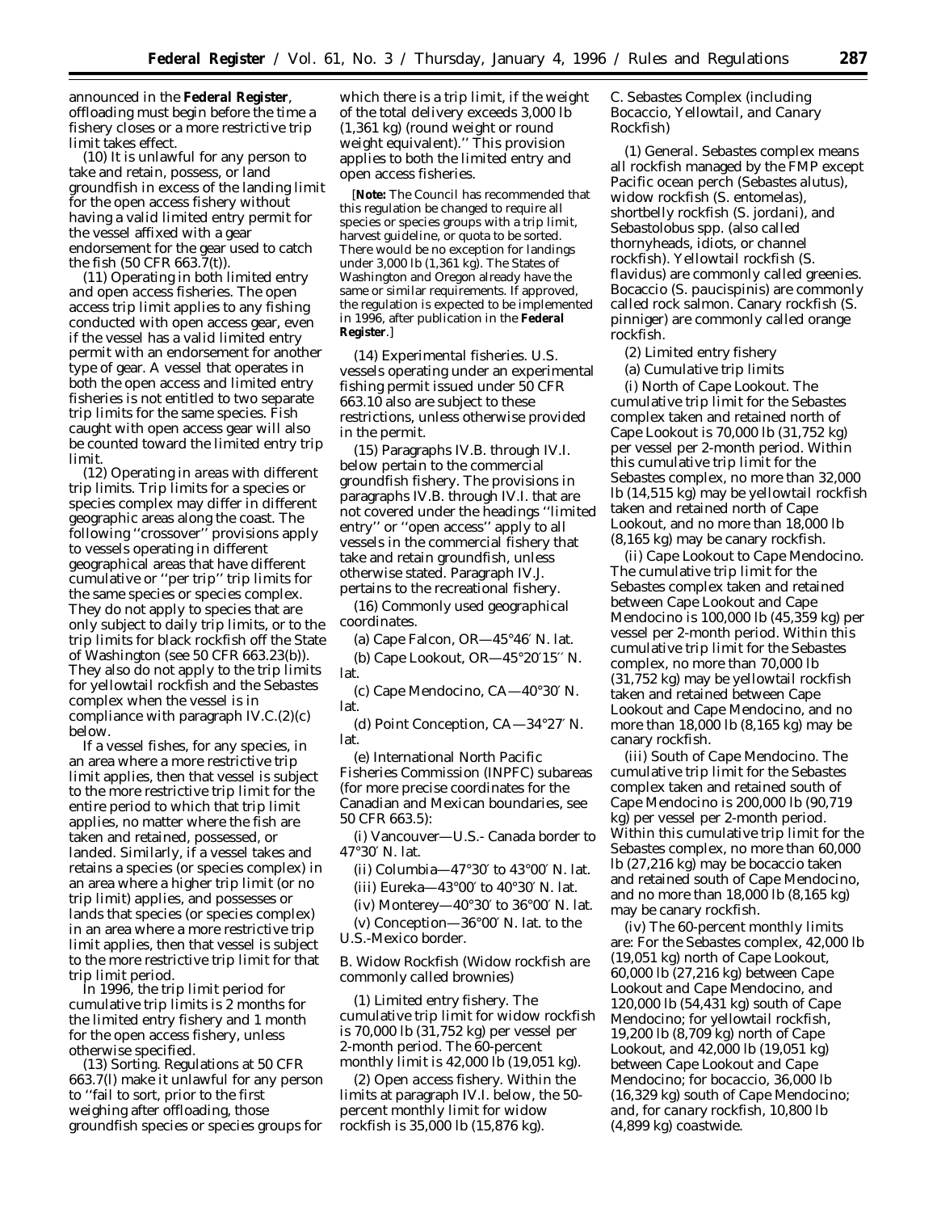announced in the **Federal Register**, offloading must begin before the time a fishery closes or a more restrictive trip limit takes effect.

(10) It is unlawful for any person to take and retain, possess, or land groundfish in excess of the landing limit for the open access fishery without having a valid limited entry permit for the vessel affixed with a gear endorsement for the gear used to catch the fish (50 CFR 663.7(t)).

(11) *Operating in both limited entry and open access fisheries.* The open access trip limit applies to any fishing conducted with open access gear, even if the vessel has a valid limited entry permit with an endorsement for another type of gear. A vessel that operates in both the open access and limited entry fisheries is not entitled to two separate trip limits for the same species. Fish caught with open access gear will also be counted toward the limited entry trip limit.

(12) *Operating in areas with different trip limits.* Trip limits for a species or species complex may differ in different geographic areas along the coast. The following ''crossover'' provisions apply to vessels operating in different geographical areas that have different cumulative or ''per trip'' trip limits for the same species or species complex. They do not apply to species that are only subject to daily trip limits, or to the trip limits for black rockfish off the State of Washington (see 50 CFR 663.23(b)). They also do not apply to the trip limits for yellowtail rockfish and the Sebastes complex when the vessel is in compliance with paragraph IV.C.(2)(c) below.

If a vessel fishes, for any species, in an area where a more restrictive trip limit applies, then that vessel is subject to the more restrictive trip limit for the entire period to which that trip limit applies, no matter where the fish are taken and retained, possessed, or landed. Similarly, if a vessel takes and retains a species (or species complex) in an area where a higher trip limit (or no trip limit) applies, and possesses or lands that species (or species complex) in an area where a more restrictive trip limit applies, then that vessel is subject to the more restrictive trip limit for that trip limit period.

In 1996, the trip limit period for cumulative trip limits is 2 months for the limited entry fishery and 1 month for the open access fishery, unless otherwise specified.

(13) *Sorting.* Regulations at 50 CFR 663.7(l) make it unlawful for any person to ''fail to sort, prior to the first weighing after offloading, those groundfish species or species groups for which there is a trip limit, if the weight of the total delivery exceeds 3,000 lb (1,361 kg) (round weight or round weight equivalent).'' This provision applies to both the limited entry and open access fisheries.

[**Note:** The Council has recommended that this regulation be changed to require all species or species groups with a trip limit, harvest guideline, or quota to be sorted. There would be no exception for landings under 3,000 lb (1,361 kg). The States of Washington and Oregon already have the same or similar requirements. If approved, the regulation is expected to be implemented in 1996, after publication in the **Federal Register**.]

(14) *Experimental fisheries.* U.S. vessels operating under an experimental fishing permit issued under 50 CFR 663.10 also are subject to these restrictions, unless otherwise provided in the permit.

(15) Paragraphs IV.B. through IV.I. below pertain to the commercial groundfish fishery. The provisions in paragraphs IV.B. through IV.I. that are not covered under the headings ''limited entry'' or ''open access'' apply to all vessels in the commercial fishery that take and retain groundfish, unless otherwise stated. Paragraph IV.J. pertains to the recreational fishery.

(16) *Commonly used geographical coordinates.*

(a) Cape Falcon, OR—45°46′ N. lat.

(b) Cape Lookout, OR—45°20′15′′ N. lat.

(c) Cape Mendocino, CA—40°30′ N. lat.

(d) Point Conception, CA—34°27′ N. lat.

(e) International North Pacific Fisheries Commission (INPFC) subareas (for more precise coordinates for the Canadian and Mexican boundaries, see 50 CFR 663.5):

(i) Vancouver—U.S.- Canada border to 47°30′ N. lat.

(ii) Columbia—47°30′ to 43°00′ N. lat.

(iii) Eureka—43°00′ to 40°30′ N. lat.

(iv) Monterey—40°30′ to 36°00′ N. lat.

(v) Conception—36°00′ N. lat. to the U.S.-Mexico border.

*B. Widow Rockfish (Widow rockfish are commonly called brownies)*

(1) *Limited entry fishery.* The cumulative trip limit for widow rockfish is 70,000 lb (31,752 kg) per vessel per 2-month period. The 60-percent monthly limit is 42,000 lb (19,051 kg).

(2) *Open access fishery.* Within the limits at paragraph IV.I. below, the 50-percent monthly limit for widow rockfish is 35,000 lb (15,876 kg).

*C. Sebastes Complex (including Bocaccio, Yellowtail, and Canary Rockfish)*

(1) *General.* Sebastes complex means all rockfish managed by the FMP except Pacific ocean perch (*Sebastes alutus*), widow rockfish (*S. entomelas*), shortbelly rockfish (*S. jordani*), and *Sebastolobus* spp. (also called thornyheads, idiots, or channel rockfish). Yellowtail rockfish (*S. flavidus*) are commonly called greenies. Bocaccio (*S. paucispinis*) are commonly called rock salmon. Canary rockfish (*S. pinniger*) are commonly called orange rockfish.

(2) *Limited entry fishery*

(a) *Cumulative trip limits*

(i) *North of Cape Lookout.* The cumulative trip limit for the Sebastes complex taken and retained north of Cape Lookout is 70,000 lb (31,752 kg) per vessel per 2-month period. Within this cumulative trip limit for the Sebastes complex, no more than 32,000 lb (14,515 kg) may be yellowtail rockfish taken and retained north of Cape Lookout, and no more than 18,000 lb (8,165 kg) may be canary rockfish.

(ii) *Cape Lookout to Cape Mendocino.* The cumulative trip limit for the Sebastes complex taken and retained between Cape Lookout and Cape Mendocino is 100,000 lb (45,359 kg) per vessel per 2-month period. Within this cumulative trip limit for the Sebastes complex, no more than 70,000 lb (31,752 kg) may be yellowtail rockfish taken and retained between Cape Lookout and Cape Mendocino, and no more than 18,000 lb (8,165 kg) may be canary rockfish.

(iii) *South of Cape Mendocino.* The cumulative trip limit for the Sebastes complex taken and retained south of Cape Mendocino is 200,000 lb (90,719 kg) per vessel per 2-month period. Within this cumulative trip limit for the Sebastes complex, no more than 60,000 lb (27,216 kg) may be bocaccio taken and retained south of Cape Mendocino, and no more than 18,000 lb (8,165 kg) may be canary rockfish.

(iv) The 60-percent monthly limits are: For the Sebastes complex, 42,000 lb (19,051 kg) north of Cape Lookout, 60,000 lb (27,216 kg) between Cape Lookout and Cape Mendocino, and 120,000 lb (54,431 kg) south of Cape Mendocino; for yellowtail rockfish, 19,200 lb (8,709 kg) north of Cape Lookout, and 42,000 lb (19,051 kg) between Cape Lookout and Cape Mendocino; for bocaccio, 36,000 lb (16,329 kg) south of Cape Mendocino; and, for canary rockfish, 10,800 lb (4,899 kg) coastwide.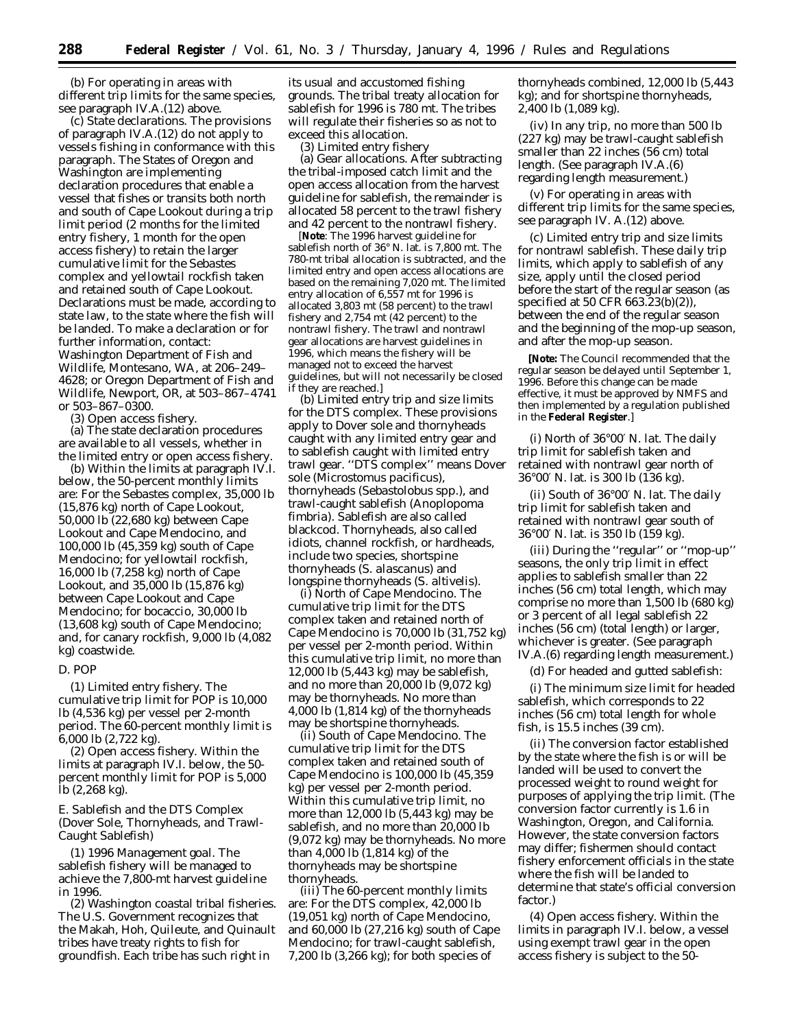(b) For operating in areas with different trip limits for the same species, see paragraph IV.A.(12) above.

(c) *State declarations.* The provisions of paragraph IV.A.(12) do not apply to vessels fishing in conformance with this paragraph. The States of Oregon and Washington are implementing declaration procedures that enable a vessel that fishes or transits both north and south of Cape Lookout during a trip limit period (2 months for the limited entry fishery, 1 month for the open access fishery) to retain the larger cumulative limit for the *Sebastes* complex and yellowtail rockfish taken and retained south of Cape Lookout. Declarations must be made, according to state law, to the state where the fish will be landed. To make a declaration or for further information, contact: Washington Department of Fish and Wildlife, Montesano, WA, at 206–249–4628; or Oregon Department of Fish and Wildlife, Newport, OR, at 503–867–4741 or 503–867–0300.

(3) *Open access fishery.*

(a) The state declaration procedures are available to all vessels, whether in the limited entry or open access fishery.

(b) Within the limits at paragraph IV.I. below, the 50-percent monthly limits are: For the *Sebastes* complex, 35,000 lb (15,876 kg) north of Cape Lookout, 50,000 lb (22,680 kg) between Cape Lookout and Cape Mendocino, and 100,000 lb (45,359 kg) south of Cape Mendocino; for yellowtail rockfish, 16,000 lb (7,258 kg) north of Cape Lookout, and 35,000 lb (15,876 kg) between Cape Lookout and Cape Mendocino; for bocaccio, 30,000 lb (13,608 kg) south of Cape Mendocino; and, for canary rockfish, 9,000 lb (4,082 kg) coastwide.

D. *POP*

(1) *Limited entry fishery.* The cumulative trip limit for POP is 10,000 lb (4,536 kg) per vessel per 2-month period. The 60-percent monthly limit is 6,000 lb (2,722 kg).

(2) *Open access fishery.* Within the limits at paragraph IV.I. below, the 50-percent monthly limit for POP is 5,000 lb (2,268 kg).

E. *Sablefish and the DTS Complex (Dover Sole, Thornyheads, and Trawl-Caught Sablefish)*

(1) *1996 Management goal.* The sablefish fishery will be managed to achieve the 7,800-mt harvest guideline in 1996.

(2) *Washington coastal tribal fisheries.* The U.S. Government recognizes that the Makah, Hoh, Quileute, and Quinault tribes have treaty rights to fish for groundfish. Each tribe has such right in its usual and accustomed fishing grounds. The tribal treaty allocation for sablefish for 1996 is 780 mt. The tribes will regulate their fisheries so as not to exceed this allocation.

(3) *Limited entry fishery*

(a) *Gear allocations.* After subtracting the tribal-imposed catch limit and the open access allocation from the harvest guideline for sablefish, the remainder is allocated 58 percent to the trawl fishery and 42 percent to the nontrawl fishery.

[**Note**: The 1996 harvest guideline for sablefish north of 36° N. lat. is 7,800 mt. The 780-mt tribal allocation is subtracted, and the limited entry and open access allocations are based on the remaining 7,020 mt. The limited entry allocation of 6,557 mt for 1996 is allocated 3,803 mt (58 percent) to the trawl fishery and 2,754 mt (42 percent) to the nontrawl fishery. The trawl and nontrawl gear allocations are harvest guidelines in 1996, which means the fishery will be managed not to exceed the harvest guidelines, but will not necessarily be closed if they are reached.]

(b) *Limited entry trip and size limits for the DTS complex.* These provisions apply to Dover sole and thornyheads caught with any limited entry gear and to sablefish caught with limited entry trawl gear. ''DTS complex'' means Dover sole (*Microstomus pacificus*), thornyheads (*Sebastolobus* spp.), and trawl-caught sablefish (*Anoplopoma fimbria*). Sablefish are also called blackcod. Thornyheads, also called idiots, channel rockfish, or hardheads, include two species, shortspine thornyheads (*S. alascanus*) and longspine thornyheads (*S. altivelis*).

(i) *North of Cape Mendocino.* The cumulative trip limit for the DTS complex taken and retained north of Cape Mendocino is 70,000 lb (31,752 kg) per vessel per 2-month period. Within this cumulative trip limit, no more than 12,000 lb (5,443 kg) may be sablefish, and no more than 20,000 lb (9,072 kg) may be thornyheads. No more than 4,000 lb (1,814 kg) of the thornyheads may be shortspine thornyheads.

(ii) *South of Cape Mendocino.* The cumulative trip limit for the DTS complex taken and retained south of Cape Mendocino is 100,000 lb (45,359 kg) per vessel per 2-month period. Within this cumulative trip limit, no more than 12,000 lb (5,443 kg) may be sablefish, and no more than 20,000 lb (9,072 kg) may be thornyheads. No more than 4,000 lb (1,814 kg) of the thornyheads may be shortspine thornyheads.

(iii) The 60-percent monthly limits are: For the DTS complex, 42,000 lb (19,051 kg) north of Cape Mendocino, and 60,000 lb (27,216 kg) south of Cape Mendocino; for trawl-caught sablefish, 7,200 lb (3,266 kg); for both species of thornyheads combined, 12,000 lb (5,443 kg); and for shortspine thornyheads, 2,400 lb (1,089 kg).

(iv) In any trip, no more than 500 lb (227 kg) may be trawl-caught sablefish smaller than 22 inches (56 cm) total length. (See paragraph IV.A.(6) regarding length measurement.)

(v) For operating in areas with different trip limits for the same species, see paragraph IV. A.(12) above.

(c) *Limited entry trip and size limits for nontrawl sablefish.* These daily trip limits, which apply to sablefish of any size, apply until the closed period before the start of the regular season (as specified at 50 CFR 663.23(b)(2)), between the end of the regular season and the beginning of the mop-up season, and after the mop-up season.

[**Note:** The Council recommended that the regular season be delayed until September 1, 1996. Before this change can be made effective, it must be approved by NMFS and then implemented by a regulation published in the **Federal Register**.]

(i) *North of 36°00′ N. lat.* The daily trip limit for sablefish taken and retained with nontrawl gear north of 36°00′ N. lat. is 300 lb (136 kg).

(ii) *South of 36°00′ N. lat.* The daily trip limit for sablefish taken and retained with nontrawl gear south of 36°00′ N. lat. is 350 lb (159 kg).

(iii) During the ''regular'' or ''mop-up'' seasons, the only trip limit in effect applies to sablefish smaller than 22 inches (56 cm) total length, which may comprise no more than 1,500 lb (680 kg) or 3 percent of all legal sablefish 22 inches (56 cm) (total length) or larger, whichever is greater. (See paragraph IV.A.(6) regarding length measurement.)

(d) For headed and gutted sablefish:

(i) The minimum size limit for headed sablefish, which corresponds to 22 inches (56 cm) total length for whole fish, is 15.5 inches (39 cm).

(ii) The conversion factor established by the state where the fish is or will be landed will be used to convert the processed weight to round weight for purposes of applying the trip limit. (The conversion factor currently is 1.6 in Washington, Oregon, and California. However, the state conversion factors may differ; fishermen should contact fishery enforcement officials in the state where the fish will be landed to determine that state's official conversion factor.)

(4) *Open access fishery.* Within the limits in paragraph IV.I. below, a vessel using exempt trawl gear in the open access fishery is subject to the 50-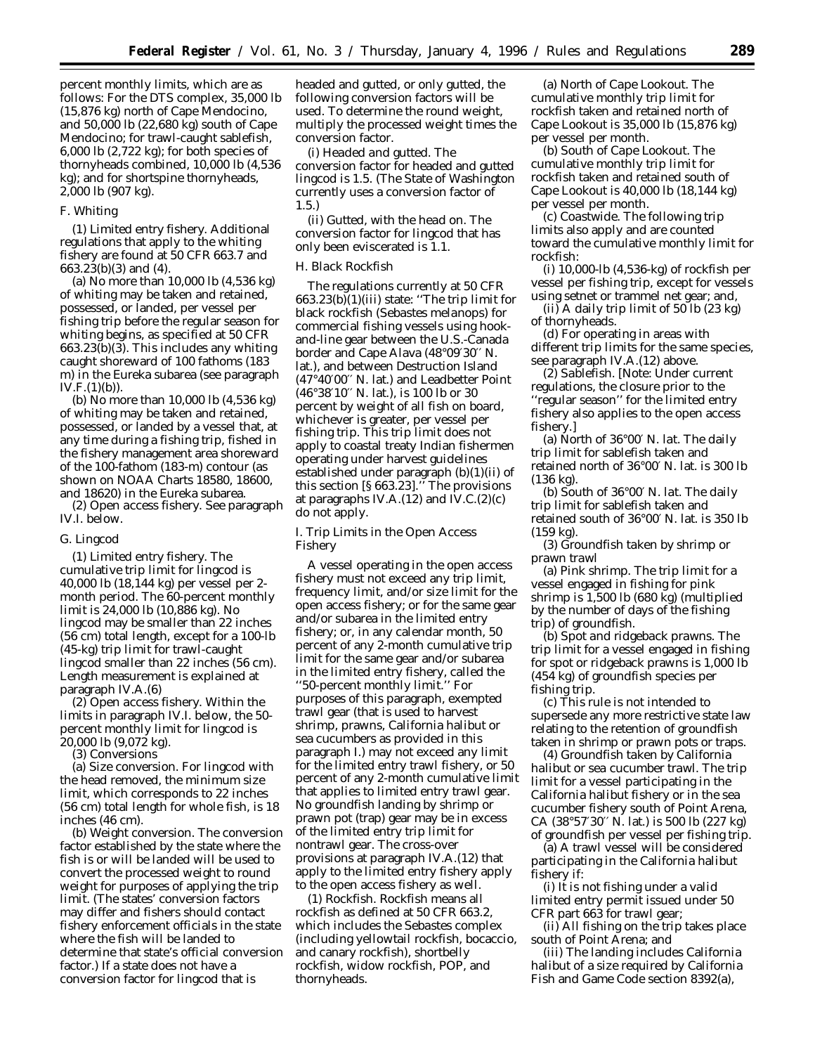percent monthly limits, which are as follows: For the DTS complex, 35,000 lb (15,876 kg) north of Cape Mendocino, and 50,000 lb (22,680 kg) south of Cape Mendocino; for trawl-caught sablefish, 6,000 lb (2,722 kg); for both species of thornyheads combined, 10,000 lb (4,536 kg); and for shortspine thornyheads, 2,000 lb (907 kg).

*F. Whiting*

(1) *Limited entry fishery.* Additional regulations that apply to the whiting fishery are found at 50 CFR 663.7 and 663.23(b)(3) and (4).

(a) No more than 10,000 lb (4,536 kg) of whiting may be taken and retained, possessed, or landed, per vessel per fishing trip before the regular season for whiting begins, as specified at 50 CFR 663.23(b)(3). This includes any whiting caught shoreward of 100 fathoms (183 m) in the Eureka subarea (see paragraph IV.F.(1)(b)).

(b) No more than 10,000 lb (4,536 kg) of whiting may be taken and retained, possessed, or landed by a vessel that, at any time during a fishing trip, fished in the fishery management area shoreward of the 100-fathom (183-m) contour (as shown on NOAA Charts 18580, 18600, and 18620) in the Eureka subarea.

(2) *Open access fishery.* See paragraph IV.I. below.

*G. Lingcod*

(1) *Limited entry fishery.* The cumulative trip limit for lingcod is 40,000 lb (18,144 kg) per vessel per 2-month period. The 60-percent monthly limit is 24,000 lb (10,886 kg). No lingcod may be smaller than 22 inches (56 cm) total length, except for a 100-lb (45-kg) trip limit for trawl-caught lingcod smaller than 22 inches (56 cm). Length measurement is explained at paragraph IV.A.(6)

(2) *Open access fishery.* Within the limits in paragraph IV.I. below, the 50-percent monthly limit for lingcod is 20,000 lb (9,072 kg).

(3) *Conversions*

(a) *Size conversion.* For lingcod with the head removed, the minimum size limit, which corresponds to 22 inches (56 cm) total length for whole fish, is 18 inches (46 cm).

(b) *Weight conversion.* The conversion factor established by the state where the fish is or will be landed will be used to convert the processed weight to round weight for purposes of applying the trip limit. (The states' conversion factors may differ and fishers should contact fishery enforcement officials in the state where the fish will be landed to determine that state's official conversion factor.) If a state does not have a conversion factor for lingcod that is headed and gutted, or only gutted, the following conversion factors will be used. To determine the round weight, multiply the processed weight times the conversion factor.

(i) *Headed and gutted.* The conversion factor for headed and gutted lingcod is 1.5. (The State of Washington currently uses a conversion factor of 1.5.)

(ii) *Gutted, with the head on.* The conversion factor for lingcod that has only been eviscerated is 1.1.

*H. Black Rockfish*

The regulations currently at 50 CFR 663.23(b)(1)(iii) state: ''The trip limit for black rockfish (*Sebastes melanops*) for commercial fishing vessels using hook-and-line gear between the U.S.-Canada border and Cape Alava (48°09′30″ N. lat.), and between Destruction Island (47°40′00″ N. lat.) and Leadbetter Point (46°38′10″ N. lat.), is 100 lb or 30 percent by weight of all fish on board, whichever is greater, per vessel per fishing trip. This trip limit does not apply to coastal treaty Indian fishermen operating under harvest guidelines established under paragraph (b)(1)(ii) of this section [§ 663.23].'' The provisions at paragraphs IV.A.(12) and IV.C.(2)(c) do not apply.

*I. Trip Limits in the Open Access Fishery*

A vessel operating in the open access fishery must not exceed any trip limit, frequency limit, and/or size limit for the open access fishery; or for the same gear and/or subarea in the limited entry fishery; or, in any calendar month, 50 percent of any 2-month cumulative trip limit for the same gear and/or subarea in the limited entry fishery, called the ''50-percent monthly limit.'' For purposes of this paragraph, exempted trawl gear (that is used to harvest shrimp, prawns, California halibut or sea cucumbers as provided in this paragraph I.) may not exceed any limit for the limited entry trawl fishery, or 50 percent of any 2-month cumulative limit that applies to limited entry trawl gear. No groundfish landing by shrimp or prawn pot (trap) gear may be in excess of the limited entry trip limit for nontrawl gear. The cross-over provisions at paragraph IV.A.(12) that apply to the limited entry fishery apply to the open access fishery as well.

(1) *Rockfish.* Rockfish means all rockfish as defined at 50 CFR 663.2, which includes the *Sebastes* complex (including yellowtail rockfish, bocaccio, and canary rockfish), shortbelly rockfish, widow rockfish, POP, and thornyheads.

(a) *North of Cape Lookout.* The cumulative monthly trip limit for rockfish taken and retained north of Cape Lookout is 35,000 lb (15,876 kg) per vessel per month.

(b) *South of Cape Lookout.* The cumulative monthly trip limit for rockfish taken and retained south of Cape Lookout is 40,000 lb (18,144 kg) per vessel per month.

(c) *Coastwide.* The following trip limits also apply and are counted toward the cumulative monthly limit for rockfish:

(i) 10,000-lb (4,536-kg) of rockfish per vessel per fishing trip, except for vessels using setnet or trammel net gear; and,

(ii) A daily trip limit of 50 lb (23 kg) of thornyheads.

(d) For operating in areas with different trip limits for the same species, see paragraph IV.A.(12) above.

(2) *Sablefish.* [Note: Under current regulations, the closure prior to the ''regular season'' for the limited entry fishery also applies to the open access fishery.]

(a) *North of 36°00′ N. lat.* The daily trip limit for sablefish taken and retained north of 36°00′ N. lat. is 300 lb (136 kg).

(b) *South of 36°00′ N. lat.* The daily trip limit for sablefish taken and retained south of 36°00′ N. lat. is 350 lb (159 kg).

(3) *Groundfish taken by shrimp or prawn trawl*

(a) *Pink shrimp.* The trip limit for a vessel engaged in fishing for pink shrimp is 1,500 lb (680 kg) (multiplied by the number of days of the fishing trip) of groundfish.

(b) *Spot and ridgeback prawns.* The trip limit for a vessel engaged in fishing for spot or ridgeback prawns is 1,000 lb (454 kg) of groundfish species per fishing trip.

(c) This rule is not intended to supersede any more restrictive state law relating to the retention of groundfish taken in shrimp or prawn pots or traps.

(4) *Groundfish taken by California halibut or sea cucumber trawl.* The trip limit for a vessel participating in the California halibut fishery or in the sea cucumber fishery south of Point Arena, CA (38°57′30″ N. lat.) is 500 lb (227 kg) of groundfish per vessel per fishing trip.

(a) A trawl vessel will be considered participating in the California halibut fishery if:

(i) It is not fishing under a valid limited entry permit issued under 50 CFR part 663 for trawl gear;

(ii) All fishing on the trip takes place south of Point Arena; and

(iii) The landing includes California halibut of a size required by California Fish and Game Code section 8392(a),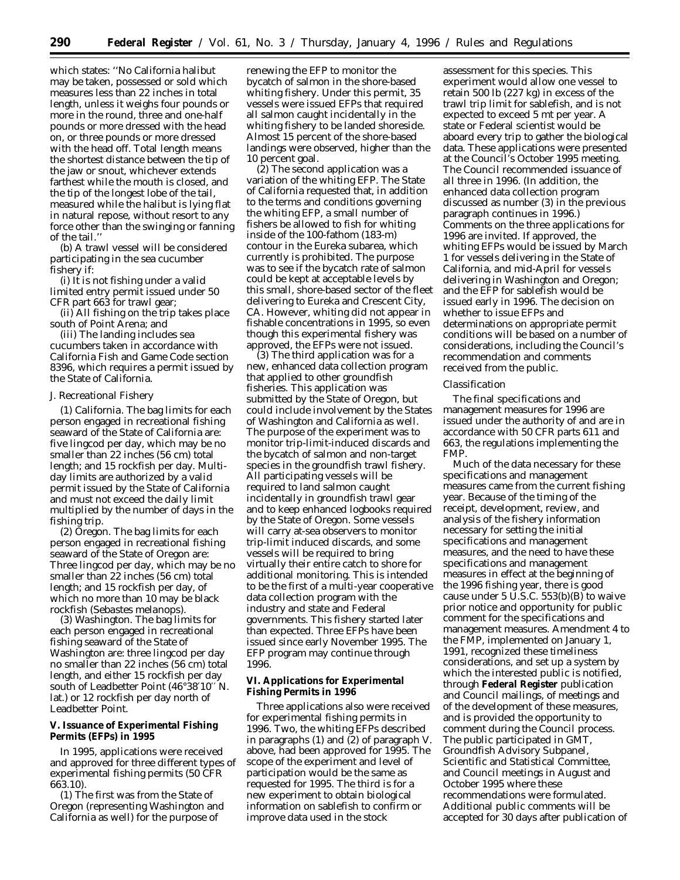which states: ''No California halibut may be taken, possessed or sold which measures less than 22 inches in total length, unless it weighs four pounds or more in the round, three and one-half pounds or more dressed with the head on, or three pounds or more dressed with the head off. Total length means the shortest distance between the tip of the jaw or snout, whichever extends farthest while the mouth is closed, and the tip of the longest lobe of the tail, measured while the halibut is lying flat in natural repose, without resort to any force other than the swinging or fanning of the tail.''

(b) A trawl vessel will be considered participating in the sea cucumber fishery if:

(i) It is not fishing under a valid limited entry permit issued under 50 CFR part 663 for trawl gear;

(ii) All fishing on the trip takes place south of Point Arena; and

(iii) The landing includes sea cucumbers taken in accordance with California Fish and Game Code section 8396, which requires a permit issued by the State of California.

*J. Recreational Fishery*

(1) *California.* The bag limits for each person engaged in recreational fishing seaward of the State of California are: five lingcod per day, which may be no smaller than 22 inches (56 cm) total length; and 15 rockfish per day. Multi-day limits are authorized by a valid permit issued by the State of California and must not exceed the daily limit multiplied by the number of days in the fishing trip.

(2) *Oregon.* The bag limits for each person engaged in recreational fishing seaward of the State of Oregon are: Three lingcod per day, which may be no smaller than 22 inches (56 cm) total length; and 15 rockfish per day, of which no more than 10 may be black rockfish (*Sebastes melanops*).

(3) *Washington.* The bag limits for each person engaged in recreational fishing seaward of the State of Washington are: three lingcod per day no smaller than 22 inches (56 cm) total length, and either 15 rockfish per day south of Leadbetter Point (46°38′10″ N. lat.) or 12 rockfish per day north of Leadbetter Point.

**V. Issuance of Experimental Fishing Permits (EFPs) in 1995**

In 1995, applications were received and approved for three different types of experimental fishing permits (50 CFR 663.10).

(1) The first was from the State of Oregon (representing Washington and California as well) for the purpose of renewing the EFP to monitor the bycatch of salmon in the shore-based whiting fishery. Under this permit, 35 vessels were issued EFPs that required all salmon caught incidentally in the whiting fishery to be landed shoreside. Almost 15 percent of the shore-based landings were observed, higher than the 10 percent goal.

(2) The second application was a variation of the whiting EFP. The State of California requested that, in addition to the terms and conditions governing the whiting EFP, a small number of fishers be allowed to fish for whiting inside of the 100-fathom (183-m) contour in the Eureka subarea, which currently is prohibited. The purpose was to see if the bycatch rate of salmon could be kept at acceptable levels by this small, shore-based sector of the fleet delivering to Eureka and Crescent City, CA. However, whiting did not appear in fishable concentrations in 1995, so even though this experimental fishery was approved, the EFPs were not issued.

(3) The third application was for a new, enhanced data collection program that applied to other groundfish fisheries. This application was submitted by the State of Oregon, but could include involvement by the States of Washington and California as well. The purpose of the experiment was to monitor trip-limit-induced discards and the bycatch of salmon and non-target species in the groundfish trawl fishery. All participating vessels will be required to land salmon caught incidentally in groundfish trawl gear and to keep enhanced logbooks required by the State of Oregon. Some vessels will carry at-sea observers to monitor trip-limit induced discards, and some vessels will be required to bring virtually their entire catch to shore for additional monitoring. This is intended to be the first of a multi-year cooperative data collection program with the industry and state and Federal governments. This fishery started later than expected. Three EFPs have been issued since early November 1995. The EFP program may continue through 1996.

**VI. Applications for Experimental Fishing Permits in 1996**

Three applications also were received for experimental fishing permits in 1996. Two, the whiting EFPs described in paragraphs (1) and (2) of paragraph V. above, had been approved for 1995. The scope of the experiment and level of participation would be the same as requested for 1995. The third is for a new experiment to obtain biological information on sablefish to confirm or improve data used in the stock assessment for this species. This experiment would allow one vessel to retain 500 lb (227 kg) in excess of the trawl trip limit for sablefish, and is not expected to exceed 5 mt per year. A state or Federal scientist would be aboard every trip to gather the biological data. These applications were presented at the Council's October 1995 meeting. The Council recommended issuance of all three in 1996. (In addition, the enhanced data collection program discussed as number (3) in the previous paragraph continues in 1996.) Comments on the three applications for 1996 are invited. If approved, the whiting EFPs would be issued by March 1 for vessels delivering in the State of California, and mid-April for vessels delivering in Washington and Oregon; and the EFP for sablefish would be issued early in 1996. The decision on whether to issue EFPs and determinations on appropriate permit conditions will be based on a number of considerations, including the Council's recommendation and comments received from the public.

*Classification*

The final specifications and management measures for 1996 are issued under the authority of and are in accordance with 50 CFR parts 611 and 663, the regulations implementing the FMP.

Much of the data necessary for these specifications and management measures came from the current fishing year. Because of the timing of the receipt, development, review, and analysis of the fishery information necessary for setting the initial specifications and management measures, and the need to have these specifications and management measures in effect at the beginning of the 1996 fishing year, there is good cause under 5 U.S.C. 553(b)(B) to waive prior notice and opportunity for public comment for the specifications and management measures. Amendment 4 to the FMP, implemented on January 1, 1991, recognized these timeliness considerations, and set up a system by which the interested public is notified, through **Federal Register** publication and Council mailings, of meetings and of the development of these measures, and is provided the opportunity to comment during the Council process. The public participated in GMT, Groundfish Advisory Subpanel, Scientific and Statistical Committee, and Council meetings in August and October 1995 where these recommendations were formulated. Additional public comments will be accepted for 30 days after publication of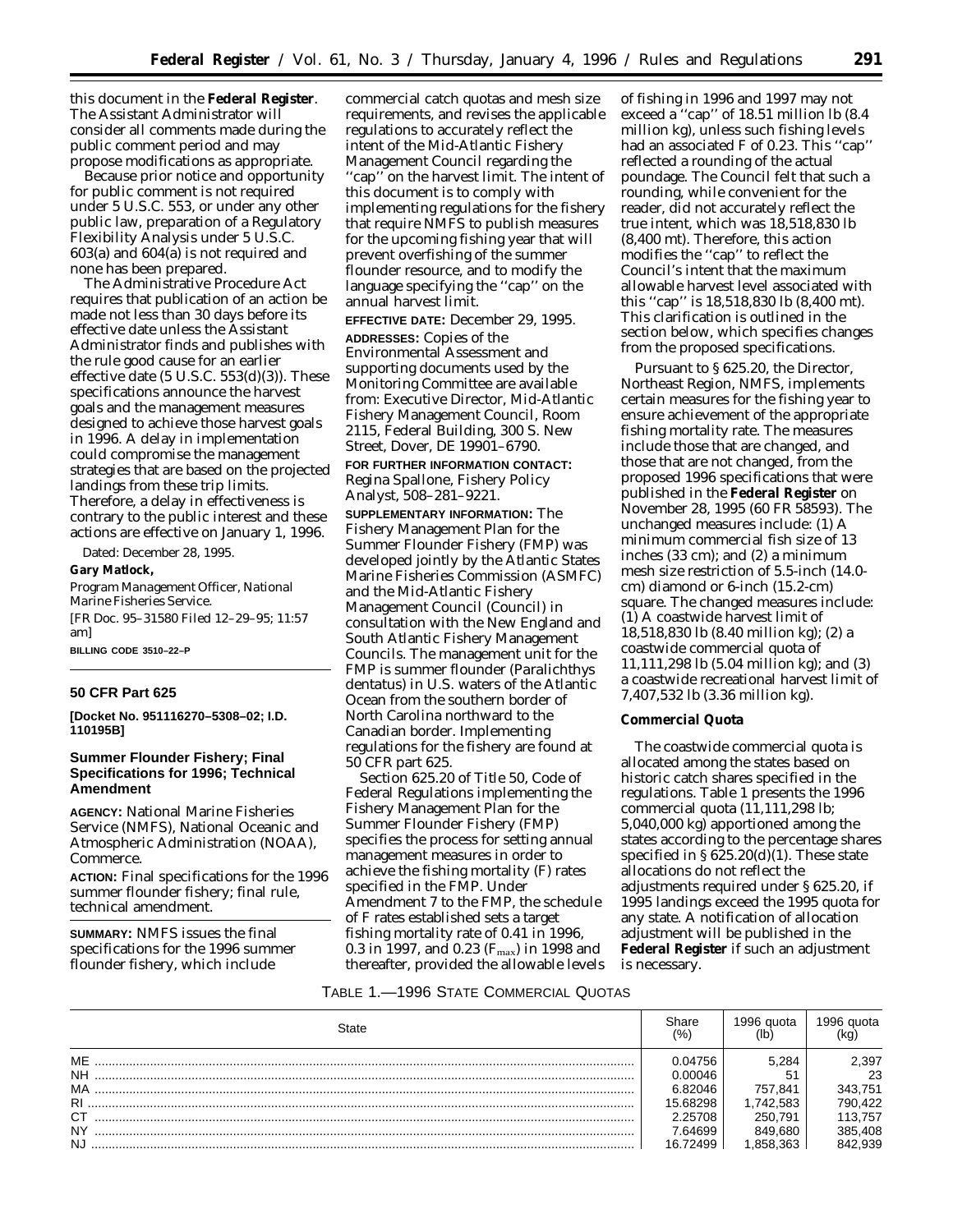this document in the **Federal Register**. The Assistant Administrator will consider all comments made during the public comment period and may propose modifications as appropriate.

Because prior notice and opportunity for public comment is not required under 5 U.S.C. 553, or under any other public law, preparation of a Regulatory Flexibility Analysis under 5 U.S.C. 603(a) and 604(a) is not required and none has been prepared.

The Administrative Procedure Act requires that publication of an action be made not less than 30 days before its effective date unless the Assistant Administrator finds and publishes with the rule good cause for an earlier effective date (5 U.S.C. 553(d)(3)). These specifications announce the harvest goals and the management measures designed to achieve those harvest goals in 1996. A delay in implementation could compromise the management strategies that are based on the projected landings from these trip limits. Therefore, a delay in effectiveness is contrary to the public interest and these actions are effective on January 1, 1996.

Dated: December 28, 1995.

**Gary Matlock,**

*Program Management Officer, National Marine Fisheries Service.*

[FR Doc. 95–31580 Filed 12–29–95; 11:57 am]

**BILLING CODE 3510–22–P**

---

## 50 CFR Part 625

**[Docket No. 951116270–5308–02; I.D. 110195B]**

## Summer Flounder Fishery; Final Specifications for 1996; Technical Amendment

**AGENCY:** National Marine Fisheries Service (NMFS), National Oceanic and Atmospheric Administration (NOAA), Commerce.

**ACTION:** Final specifications for the 1996 summer flounder fishery; final rule, technical amendment.

**SUMMARY:** NMFS issues the final specifications for the 1996 summer flounder fishery, which include commercial catch quotas and mesh size requirements, and revises the applicable regulations to accurately reflect the intent of the Mid-Atlantic Fishery Management Council regarding the ''cap'' on the harvest limit. The intent of this document is to comply with implementing regulations for the fishery that require NMFS to publish measures for the upcoming fishing year that will prevent overfishing of the summer flounder resource, and to modify the language specifying the ''cap'' on the annual harvest limit.

**EFFECTIVE DATE:** December 29, 1995.

**ADDRESSES:** Copies of the Environmental Assessment and supporting documents used by the Monitoring Committee are available from: Executive Director, Mid-Atlantic Fishery Management Council, Room 2115, Federal Building, 300 S. New Street, Dover, DE 19901–6790.

**FOR FURTHER INFORMATION CONTACT:** Regina Spallone, Fishery Policy Analyst, 508–281–9221.

**SUPPLEMENTARY INFORMATION:** The Fishery Management Plan for the Summer Flounder Fishery (FMP) was developed jointly by the Atlantic States Marine Fisheries Commission (ASMFC) and the Mid-Atlantic Fishery Management Council (Council) in consultation with the New England and South Atlantic Fishery Management Councils. The management unit for the FMP is summer flounder (*Paralichthys dentatus*) in U.S. waters of the Atlantic Ocean from the southern border of North Carolina northward to the Canadian border. Implementing regulations for the fishery are found at 50 CFR part 625.

Section 625.20 of Title 50, Code of Federal Regulations implementing the Fishery Management Plan for the Summer Flounder Fishery (FMP) specifies the process for setting annual management measures in order to achieve the fishing mortality (F) rates specified in the FMP. Under Amendment 7 to the FMP, the schedule of F rates established sets a target fishing mortality rate of 0.41 in 1996, 0.3 in 1997, and 0.23 ($F_{max}$) in 1998 and thereafter, provided the allowable levels of fishing in 1996 and 1997 may not exceed a ''cap'' of 18.51 million lb (8.4 million kg), unless such fishing levels had an associated F of 0.23. This ''cap'' reflected a rounding of the actual poundage. The Council felt that such a rounding, while convenient for the reader, did not accurately reflect the true intent, which was 18,518,830 lb (8,400 mt). Therefore, this action modifies the ''cap'' to reflect the Council's intent that the maximum allowable harvest level associated with this ''cap'' is 18,518,830 lb (8,400 mt). This clarification is outlined in the section below, which specifies changes from the proposed specifications.

Pursuant to § 625.20, the Director, Northeast Region, NMFS, implements certain measures for the fishing year to ensure achievement of the appropriate fishing mortality rate. The measures include those that are changed, and those that are not changed, from the proposed 1996 specifications that were published in the **Federal Register** on November 28, 1995 (60 FR 58593). The unchanged measures include: (1) A minimum commercial fish size of 13 inches (33 cm); and (2) a minimum mesh size restriction of 5.5-inch (14.0-cm) diamond or 6-inch (15.2-cm) square. The changed measures include: (1) A coastwide harvest limit of 18,518,830 lb (8.40 million kg); (2) a coastwide commercial quota of 11,111,298 lb (5.04 million kg); and (3) a coastwide recreational harvest limit of 7,407,532 lb (3.36 million kg).

### Commercial Quota

The coastwide commercial quota is allocated among the states based on historic catch shares specified in the regulations. Table 1 presents the 1996 commercial quota (11,111,298 lb; 5,040,000 kg) apportioned among the states according to the percentage shares specified in § 625.20(d)(1). These state allocations do not reflect the adjustments required under § 625.20, if 1995 landings exceed the 1995 quota for any state. A notification of allocation adjustment will be published in the **Federal Register** if such an adjustment is necessary.

TABLE 1.—1996 STATE COMMERCIAL QUOTAS

| State | Share (%) | 1996 quota (lb) | 1996 quota (kg) |
|---|---|---|---|
| ME | 0.04756 | 5,284 | 2,397 |
| NH | 0.00046 | 51 | 23 |
| MA | 6.82046 | 757,841 | 343,751 |
| RI | 15.68298 | 1,742,583 | 790,422 |
| CT | 2.25708 | 250,791 | 113,757 |
| NY | 7.64699 | 849,680 | 385,408 |
| NJ | 16.72499 | 1,858,363 | 842,939 |